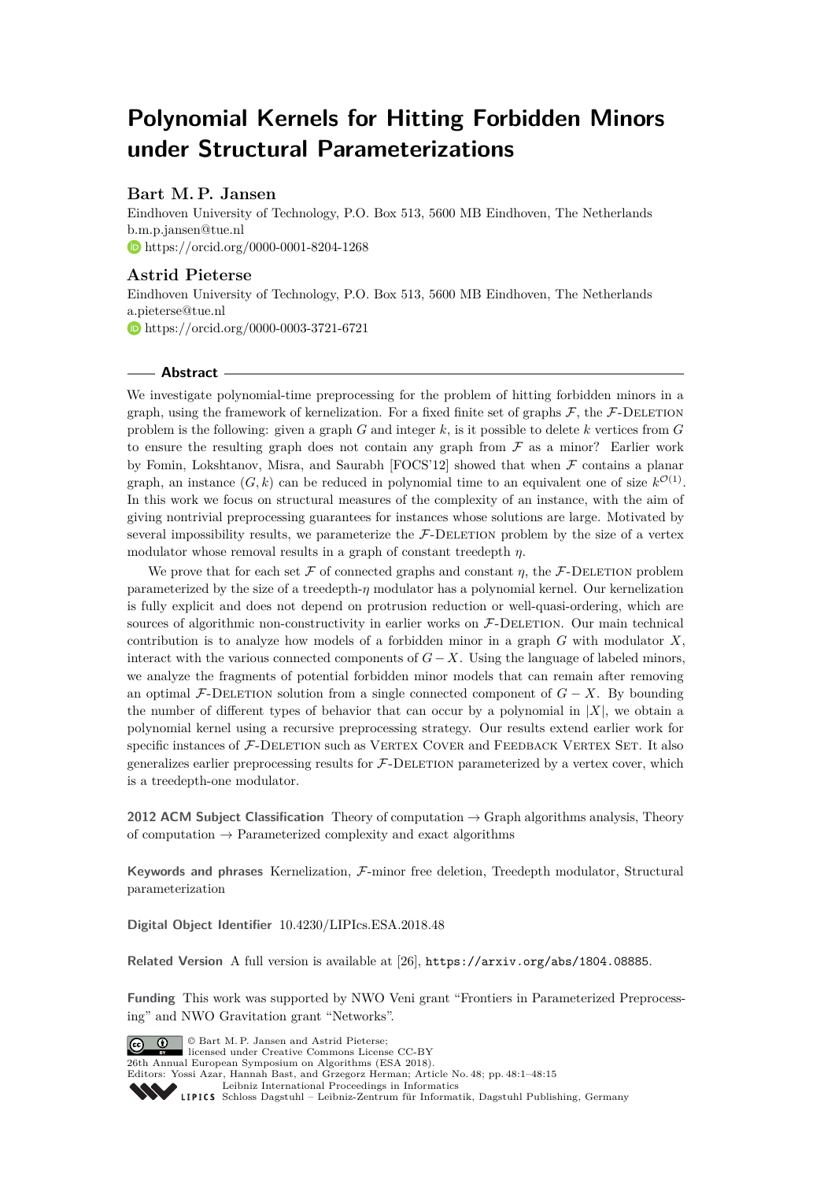# Polynomial Kernels for Hitting Forbidden Minors under Structural Parameterizations

## Bart M. P. Jansen

Eindhoven University of Technology, P.O. Box 513, 5600 MB Eindhoven, The Netherlands
b.m.p.jansen@tue.nl
https://orcid.org/0000-0001-8204-1268

## Astrid Pieterse

Eindhoven University of Technology, P.O. Box 513, 5600 MB Eindhoven, The Netherlands
a.pieterse@tue.nl
https://orcid.org/0000-0003-3721-6721

## Abstract

We investigate polynomial-time preprocessing for the problem of hitting forbidden minors in a graph, using the framework of kernelization. For a fixed finite set of graphs $\mathcal{F}$, the $\mathcal{F}$-Deletion problem is the following: given a graph $G$ and integer $k$, is it possible to delete $k$ vertices from $G$ to ensure the resulting graph does not contain any graph from $\mathcal{F}$ as a minor? Earlier work by Fomin, Lokshtanov, Misra, and Saurabh [FOCS'12] showed that when $\mathcal{F}$ contains a planar graph, an instance $(G, k)$ can be reduced in polynomial time to an equivalent one of size $k^{\mathcal{O}(1)}$. In this work we focus on structural measures of the complexity of an instance, with the aim of giving nontrivial preprocessing guarantees for instances whose solutions are large. Motivated by several impossibility results, we parameterize the $\mathcal{F}$-Deletion problem by the size of a vertex modulator whose removal results in a graph of constant treedepth $\eta$.

We prove that for each set $\mathcal{F}$ of connected graphs and constant $\eta$, the $\mathcal{F}$-Deletion problem parameterized by the size of a treedepth-$\eta$ modulator has a polynomial kernel. Our kernelization is fully explicit and does not depend on protrusion reduction or well-quasi-ordering, which are sources of algorithmic non-constructivity in earlier works on $\mathcal{F}$-Deletion. Our main technical contribution is to analyze how models of a forbidden minor in a graph $G$ with modulator $X$, interact with the various connected components of $G - X$. Using the language of labeled minors, we analyze the fragments of potential forbidden minor models that can remain after removing an optimal $\mathcal{F}$-Deletion solution from a single connected component of $G - X$. By bounding the number of different types of behavior that can occur by a polynomial in $|X|$, we obtain a polynomial kernel using a recursive preprocessing strategy. Our results extend earlier work for specific instances of $\mathcal{F}$-Deletion such as Vertex Cover and Feedback Vertex Set. It also generalizes earlier preprocessing results for $\mathcal{F}$-Deletion parameterized by a vertex cover, which is a treedepth-one modulator.

**2012 ACM Subject Classification** Theory of computation → Graph algorithms analysis, Theory of computation → Parameterized complexity and exact algorithms

**Keywords and phrases** Kernelization, $\mathcal{F}$-minor free deletion, Treedepth modulator, Structural parameterization

**Digital Object Identifier** 10.4230/LIPIcs.ESA.2018.48

**Related Version** A full version is available at [26], https://arxiv.org/abs/1804.08885.

**Funding** This work was supported by NWO Veni grant "Frontiers in Parameterized Preprocessing" and NWO Gravitation grant "Networks".

© Bart M. P. Jansen and Astrid Pieterse;
licensed under Creative Commons License CC-BY
26th Annual European Symposium on Algorithms (ESA 2018).
Editors: Yossi Azar, Hannah Bast, and Grzegorz Herman; Article No. 48; pp. 48:1–48:15
Leibniz International Proceedings in Informatics
Schloss Dagstuhl – Leibniz-Zentrum für Informatik, Dagstuhl Publishing, Germany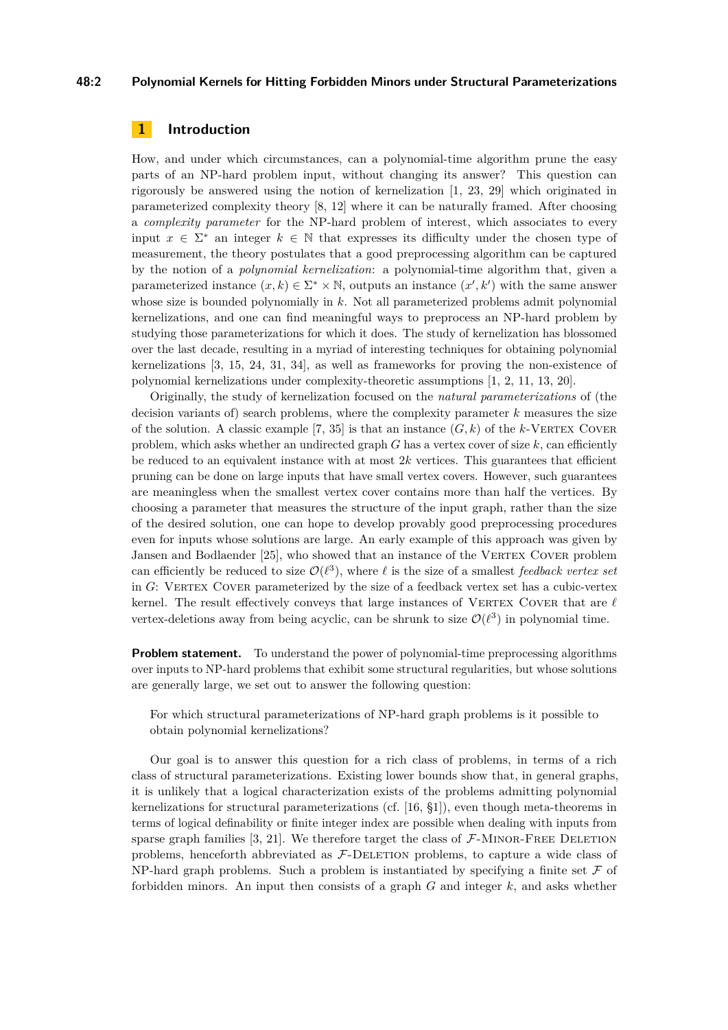## 1 Introduction

How, and under which circumstances, can a polynomial-time algorithm prune the easy parts of an NP-hard problem input, without changing its answer? This question can rigorously be answered using the notion of kernelization [1, 23, 29] which originated in parameterized complexity theory [8, 12] where it can be naturally framed. After choosing a *complexity parameter* for the NP-hard problem of interest, which associates to every input $x \in \Sigma^*$ an integer $k \in \mathbb{N}$ that expresses its difficulty under the chosen type of measurement, the theory postulates that a good preprocessing algorithm can be captured by the notion of a *polynomial kernelization*: a polynomial-time algorithm that, given a parameterized instance $(x, k) \in \Sigma^* \times \mathbb{N}$, outputs an instance $(x', k')$ with the same answer whose size is bounded polynomially in $k$. Not all parameterized problems admit polynomial kernelizations, and one can find meaningful ways to preprocess an NP-hard problem by studying those parameterizations for which it does. The study of kernelization has blossomed over the last decade, resulting in a myriad of interesting techniques for obtaining polynomial kernelizations [3, 15, 24, 31, 34], as well as frameworks for proving the non-existence of polynomial kernelizations under complexity-theoretic assumptions [1, 2, 11, 13, 20].

Originally, the study of kernelization focused on the *natural parameterizations* of (the decision variants of) search problems, where the complexity parameter $k$ measures the size of the solution. A classic example [7, 35] is that an instance $(G, k)$ of the $k$-Vertex Cover problem, which asks whether an undirected graph $G$ has a vertex cover of size $k$, can efficiently be reduced to an equivalent instance with at most $2k$ vertices. This guarantees that efficient pruning can be done on large inputs that have small vertex covers. However, such guarantees are meaningless when the smallest vertex cover contains more than half the vertices. By choosing a parameter that measures the structure of the input graph, rather than the size of the desired solution, one can hope to develop provably good preprocessing procedures even for inputs whose solutions are large. An early example of this approach was given by Jansen and Bodlaender [25], who showed that an instance of the Vertex Cover problem can efficiently be reduced to size $\mathcal{O}(\ell^3)$, where $\ell$ is the size of a smallest *feedback vertex set* in $G$: Vertex Cover parameterized by the size of a feedback vertex set has a cubic-vertex kernel. The result effectively conveys that large instances of Vertex Cover that are $\ell$ vertex-deletions away from being acyclic, can be shrunk to size $\mathcal{O}(\ell^3)$ in polynomial time.

**Problem statement.** To understand the power of polynomial-time preprocessing algorithms over inputs to NP-hard problems that exhibit some structural regularities, but whose solutions are generally large, we set out to answer the following question:

> For which structural parameterizations of NP-hard graph problems is it possible to obtain polynomial kernelizations?

Our goal is to answer this question for a rich class of problems, in terms of a rich class of structural parameterizations. Existing lower bounds show that, in general graphs, it is unlikely that a logical characterization exists of the problems admitting polynomial kernelizations for structural parameterizations (cf. [16, §1]), even though meta-theorems in terms of logical definability or finite integer index are possible when dealing with inputs from sparse graph families [3, 21]. We therefore target the class of $\mathcal{F}$-Minor-Free Deletion problems, henceforth abbreviated as $\mathcal{F}$-Deletion problems, to capture a wide class of NP-hard graph problems. Such a problem is instantiated by specifying a finite set $\mathcal{F}$ of forbidden minors. An input then consists of a graph $G$ and integer $k$, and asks whether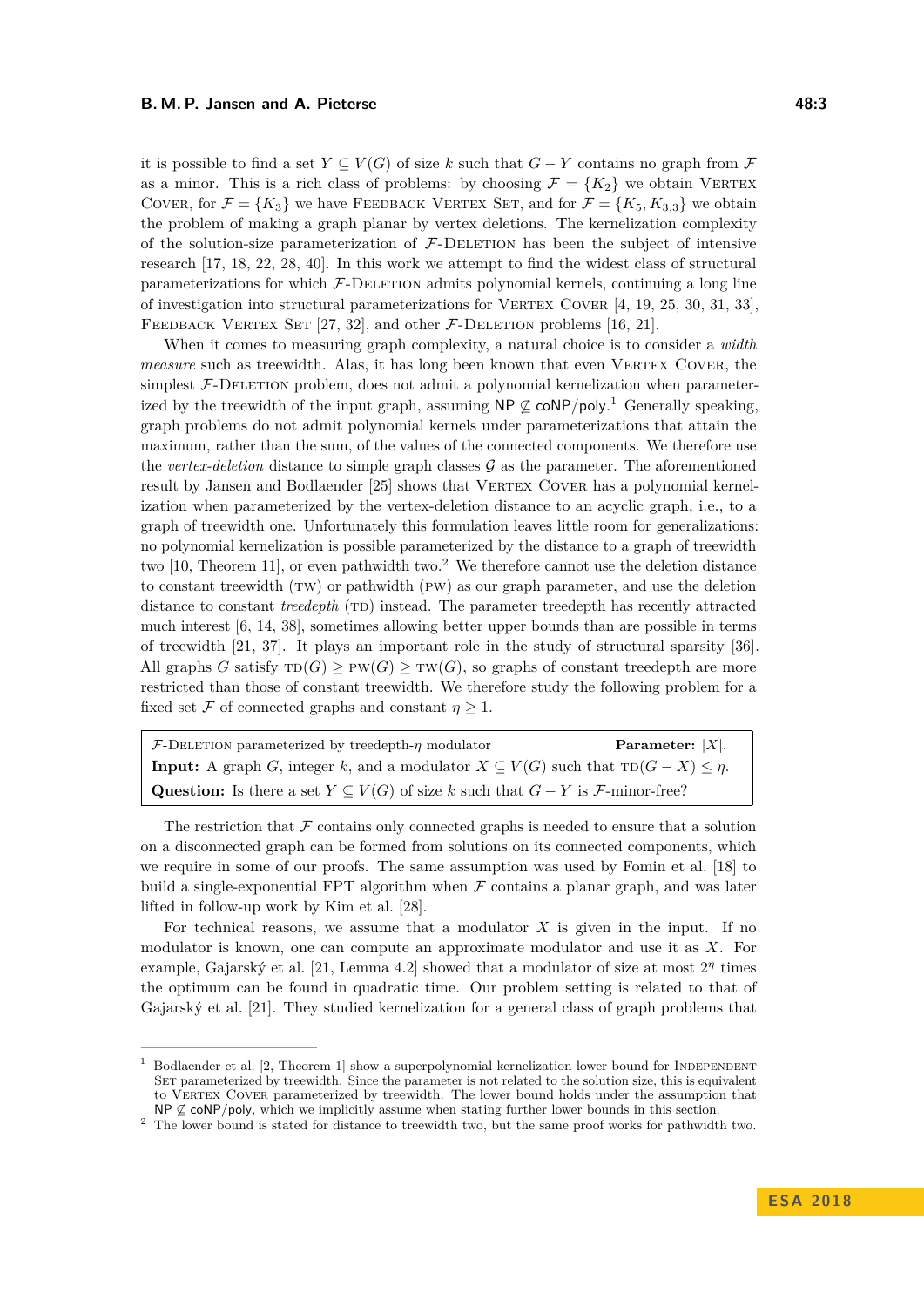it is possible to find a set $Y \subseteq V(G)$ of size $k$ such that $G - Y$ contains no graph from $\mathcal{F}$ as a minor. This is a rich class of problems: by choosing $\mathcal{F} = \{K_2\}$ we obtain Vertex Cover, for $\mathcal{F} = \{K_3\}$ we have Feedback Vertex Set, and for $\mathcal{F} = \{K_5, K_{3,3}\}$ we obtain the problem of making a graph planar by vertex deletions. The kernelization complexity of the solution-size parameterization of $\mathcal{F}$-Deletion has been the subject of intensive research [17, 18, 22, 28, 40]. In this work we attempt to find the widest class of structural parameterizations for which $\mathcal{F}$-Deletion admits polynomial kernels, continuing a long line of investigation into structural parameterizations for Vertex Cover [4, 19, 25, 30, 31, 33], Feedback Vertex Set [27, 32], and other $\mathcal{F}$-Deletion problems [16, 21].

When it comes to measuring graph complexity, a natural choice is to consider a *width measure* such as treewidth. Alas, it has long been known that even Vertex Cover, the simplest $\mathcal{F}$-Deletion problem, does not admit a polynomial kernelization when parameterized by the treewidth of the input graph, assuming $\mathsf{NP} \not\subseteq \mathsf{coNP/poly}$.[1] Generally speaking, graph problems do not admit polynomial kernels under parameterizations that attain the maximum, rather than the sum, of the values of the connected components. We therefore use the *vertex-deletion* distance to simple graph classes $\mathcal{G}$ as the parameter. The aforementioned result by Jansen and Bodlaender [25] shows that Vertex Cover has a polynomial kernelization when parameterized by the vertex-deletion distance to an acyclic graph, i.e., to a graph of treewidth one. Unfortunately this formulation leaves little room for generalizations: no polynomial kernelization is possible parameterized by the distance to a graph of treewidth two [10, Theorem 11], or even pathwidth two.[2] We therefore cannot use the deletion distance to constant treewidth (TW) or pathwidth (PW) as our graph parameter, and use the deletion distance to constant *treedepth* (TD) instead. The parameter treedepth has recently attracted much interest [6, 14, 38], sometimes allowing better upper bounds than are possible in terms of treewidth [21, 37]. It plays an important role in the study of structural sparsity [36]. All graphs $G$ satisfy $\mathrm{TD}(G) \geq \mathrm{PW}(G) \geq \mathrm{TW}(G)$, so graphs of constant treedepth are more restricted than those of constant treewidth. We therefore study the following problem for a fixed set $\mathcal{F}$ of connected graphs and constant $\eta \geq 1$.

> $\mathcal{F}$-Deletion parameterized by treedepth-$\eta$ modulator **Parameter:** $|X|$.
> **Input:** A graph $G$, integer $k$, and a modulator $X \subseteq V(G)$ such that $\mathrm{TD}(G - X) \leq \eta$.
> **Question:** Is there a set $Y \subseteq V(G)$ of size $k$ such that $G - Y$ is $\mathcal{F}$-minor-free?

The restriction that $\mathcal{F}$ contains only connected graphs is needed to ensure that a solution on a disconnected graph can be formed from solutions on its connected components, which we require in some of our proofs. The same assumption was used by Fomin et al. [18] to build a single-exponential FPT algorithm when $\mathcal{F}$ contains a planar graph, and was later lifted in follow-up work by Kim et al. [28].

For technical reasons, we assume that a modulator $X$ is given in the input. If no modulator is known, one can compute an approximate modulator and use it as $X$. For example, Gajarský et al. [21, Lemma 4.2] showed that a modulator of size at most $2^\eta$ times the optimum can be found in quadratic time. Our problem setting is related to that of Gajarský et al. [21]. They studied kernelization for a general class of graph problems that

---

[1] Bodlaender et al. [2, Theorem 1] show a superpolynomial kernelization lower bound for Independent Set parameterized by treewidth. Since the parameter is not related to the solution size, this is equivalent to Vertex Cover parameterized by treewidth. The lower bound holds under the assumption that $\mathsf{NP} \not\subseteq \mathsf{coNP/poly}$, which we implicitly assume when stating further lower bounds in this section.

[2] The lower bound is stated for distance to treewidth two, but the same proof works for pathwidth two.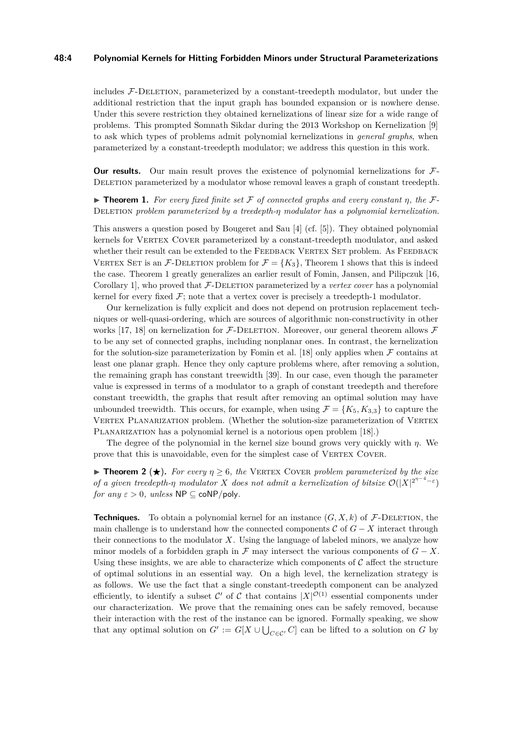includes $\mathcal{F}$-Deletion, parameterized by a constant-treedepth modulator, but under the additional restriction that the input graph has bounded expansion or is nowhere dense. Under this severe restriction they obtained kernelizations of linear size for a wide range of problems. This prompted Somnath Sikdar during the 2013 Workshop on Kernelization [9] to ask which types of problems admit polynomial kernelizations in *general graphs*, when parameterized by a constant-treedepth modulator; we address this question in this work.

**Our results.** Our main result proves the existence of polynomial kernelizations for $\mathcal{F}$-Deletion parameterized by a modulator whose removal leaves a graph of constant treedepth.

▶ **Theorem 1.** *For every fixed finite set $\mathcal{F}$ of connected graphs and every constant $\eta$, the $\mathcal{F}$-Deletion problem parameterized by a treedepth-$\eta$ modulator has a polynomial kernelization.*

This answers a question posed by Bougeret and Sau [4] (cf. [5]). They obtained polynomial kernels for Vertex Cover parameterized by a constant-treedepth modulator, and asked whether their result can be extended to the Feedback Vertex Set problem. As Feedback Vertex Set is an $\mathcal{F}$-Deletion problem for $\mathcal{F} = \{K_3\}$, Theorem 1 shows that this is indeed the case. Theorem 1 greatly generalizes an earlier result of Fomin, Jansen, and Pilipczuk [16, Corollary 1], who proved that $\mathcal{F}$-Deletion parameterized by a *vertex cover* has a polynomial kernel for every fixed $\mathcal{F}$; note that a vertex cover is precisely a treedepth-1 modulator.

Our kernelization is fully explicit and does not depend on protrusion replacement techniques or well-quasi-ordering, which are sources of algorithmic non-constructivity in other works [17, 18] on kernelization for $\mathcal{F}$-Deletion. Moreover, our general theorem allows $\mathcal{F}$ to be any set of connected graphs, including nonplanar ones. In contrast, the kernelization for the solution-size parameterization by Fomin et al. [18] only applies when $\mathcal{F}$ contains at least one planar graph. Hence they only capture problems where, after removing a solution, the remaining graph has constant treewidth [39]. In our case, even though the parameter value is expressed in terms of a modulator to a graph of constant treedepth and therefore constant treewidth, the graphs that result after removing an optimal solution may have unbounded treewidth. This occurs, for example, when using $\mathcal{F} = \{K_5, K_{3,3}\}$ to capture the Vertex Planarization problem. (Whether the solution-size parameterization of Vertex Planarization has a polynomial kernel is a notorious open problem [18].)

The degree of the polynomial in the kernel size bound grows very quickly with $\eta$. We prove that this is unavoidable, even for the simplest case of Vertex Cover.

▶ **Theorem 2 (★).** *For every $\eta \geq 6$, the Vertex Cover problem parameterized by the size of a given treedepth-$\eta$ modulator $X$ does not admit a kernelization of bitsize $\mathcal{O}(|X|^{2^{\eta-4}-\varepsilon})$ for any $\varepsilon > 0$, unless $\mathsf{NP} \subseteq \mathsf{coNP/poly}$.*

**Techniques.** To obtain a polynomial kernel for an instance $(G, X, k)$ of $\mathcal{F}$-Deletion, the main challenge is to understand how the connected components $\mathcal{C}$ of $G - X$ interact through their connections to the modulator $X$. Using the language of labeled minors, we analyze how minor models of a forbidden graph in $\mathcal{F}$ may intersect the various components of $G - X$. Using these insights, we are able to characterize which components of $\mathcal{C}$ affect the structure of optimal solutions in an essential way. On a high level, the kernelization strategy is as follows. We use the fact that a single constant-treedepth component can be analyzed efficiently, to identify a subset $\mathcal{C}'$ of $\mathcal{C}$ that contains $|X|^{\mathcal{O}(1)}$ essential components under our characterization. We prove that the remaining ones can be safely removed, because their interaction with the rest of the instance can be ignored. Formally speaking, we show that any optimal solution on $G' := G[X \cup \bigcup_{C \in \mathcal{C}'} C]$ can be lifted to a solution on $G$ by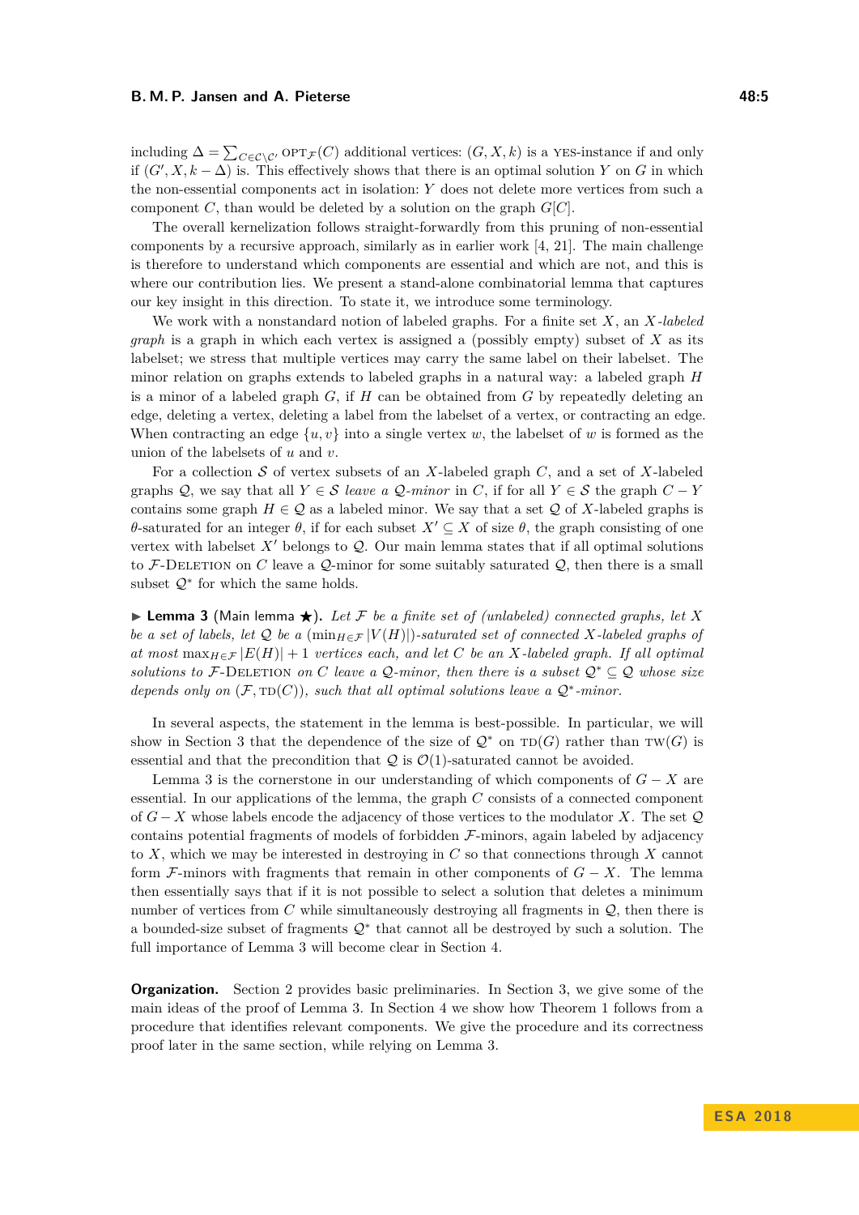including $\Delta = \sum_{C \in \mathcal{C} \setminus \mathcal{C}'} \text{OPT}_{\mathcal{F}}(C)$ additional vertices: $(G, X, k)$ is a YES-instance if and only if $(G', X, k - \Delta)$ is. This effectively shows that there is an optimal solution $Y$ on $G$ in which the non-essential components act in isolation: $Y$ does not delete more vertices from such a component $C$, than would be deleted by a solution on the graph $G[C]$.

The overall kernelization follows straight-forwardly from this pruning of non-essential components by a recursive approach, similarly as in earlier work [4, 21]. The main challenge is therefore to understand which components are essential and which are not, and this is where our contribution lies. We present a stand-alone combinatorial lemma that captures our key insight in this direction. To state it, we introduce some terminology.

We work with a nonstandard notion of labeled graphs. For a finite set $X$, an *$X$-labeled graph* is a graph in which each vertex is assigned a (possibly empty) subset of $X$ as its labelset; we stress that multiple vertices may carry the same label on their labelset. The minor relation on graphs extends to labeled graphs in a natural way: a labeled graph $H$ is a minor of a labeled graph $G$, if $H$ can be obtained from $G$ by repeatedly deleting an edge, deleting a vertex, deleting a label from the labelset of a vertex, or contracting an edge. When contracting an edge $\{u, v\}$ into a single vertex $w$, the labelset of $w$ is formed as the union of the labelsets of $u$ and $v$.

For a collection $\mathcal{S}$ of vertex subsets of an $X$-labeled graph $C$, and a set of $X$-labeled graphs $\mathcal{Q}$, we say that all $Y \in \mathcal{S}$ *leave a $\mathcal{Q}$-minor* in $C$, if for all $Y \in \mathcal{S}$ the graph $C - Y$ contains some graph $H \in \mathcal{Q}$ as a labeled minor. We say that a set $\mathcal{Q}$ of $X$-labeled graphs is $\theta$-saturated for an integer $\theta$, if for each subset $X' \subseteq X$ of size $\theta$, the graph consisting of one vertex with labelset $X'$ belongs to $\mathcal{Q}$. Our main lemma states that if all optimal solutions to $\mathcal{F}$-DELETION on $C$ leave a $\mathcal{Q}$-minor for some suitably saturated $\mathcal{Q}$, then there is a small subset $\mathcal{Q}^*$ for which the same holds.

▶ **Lemma 3** (Main lemma ★). *Let $\mathcal{F}$ be a finite set of (unlabeled) connected graphs, let $X$ be a set of labels, let $\mathcal{Q}$ be a $(\min_{H \in \mathcal{F}} |V(H)|)$-saturated set of connected $X$-labeled graphs of at most $\max_{H \in \mathcal{F}} |E(H)| + 1$ vertices each, and let $C$ be an $X$-labeled graph. If all optimal solutions to $\mathcal{F}$-DELETION on $C$ leave a $\mathcal{Q}$-minor, then there is a subset $\mathcal{Q}^* \subseteq \mathcal{Q}$ whose size depends only on $(\mathcal{F}, \text{TD}(C))$, such that all optimal solutions leave a $\mathcal{Q}^*$-minor.*

In several aspects, the statement in the lemma is best-possible. In particular, we will show in Section 3 that the dependence of the size of $\mathcal{Q}^*$ on $\text{TD}(G)$ rather than $\text{TW}(G)$ is essential and that the precondition that $\mathcal{Q}$ is $\mathcal{O}(1)$-saturated cannot be avoided.

Lemma 3 is the cornerstone in our understanding of which components of $G - X$ are essential. In our applications of the lemma, the graph $C$ consists of a connected component of $G - X$ whose labels encode the adjacency of those vertices to the modulator $X$. The set $\mathcal{Q}$ contains potential fragments of models of forbidden $\mathcal{F}$-minors, again labeled by adjacency to $X$, which we may be interested in destroying in $C$ so that connections through $X$ cannot form $\mathcal{F}$-minors with fragments that remain in other components of $G - X$. The lemma then essentially says that if it is not possible to select a solution that deletes a minimum number of vertices from $C$ while simultaneously destroying all fragments in $\mathcal{Q}$, then there is a bounded-size subset of fragments $\mathcal{Q}^*$ that cannot all be destroyed by such a solution. The full importance of Lemma 3 will become clear in Section 4.

**Organization.** Section 2 provides basic preliminaries. In Section 3, we give some of the main ideas of the proof of Lemma 3. In Section 4 we show how Theorem 1 follows from a procedure that identifies relevant components. We give the procedure and its correctness proof later in the same section, while relying on Lemma 3.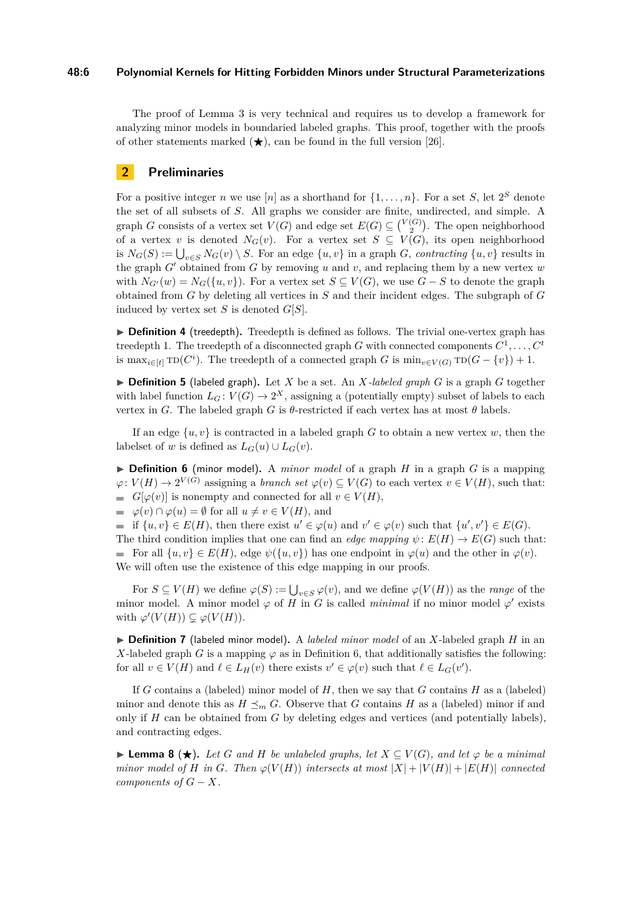The proof of Lemma 3 is very technical and requires us to develop a framework for analyzing minor models in boundaried labeled graphs. This proof, together with the proofs of other statements marked (★), can be found in the full version [26].

## 2 Preliminaries

For a positive integer $n$ we use $[n]$ as a shorthand for $\{1, \ldots, n\}$. For a set $S$, let $2^S$ denote the set of all subsets of $S$. All graphs we consider are finite, undirected, and simple. A graph $G$ consists of a vertex set $V(G)$ and edge set $E(G) \subseteq \binom{V(G)}{2}$. The open neighborhood of a vertex $v$ is denoted $N_G(v)$. For a vertex set $S \subseteq V(G)$, its open neighborhood is $N_G(S) := \bigcup_{v \in S} N_G(v) \setminus S$. For an edge $\{u, v\}$ in a graph $G$, *contracting* $\{u, v\}$ results in the graph $G'$ obtained from $G$ by removing $u$ and $v$, and replacing them by a new vertex $w$ with $N_{G'}(w) = N_G(\{u, v\})$. For a vertex set $S \subseteq V(G)$, we use $G - S$ to denote the graph obtained from $G$ by deleting all vertices in $S$ and their incident edges. The subgraph of $G$ induced by vertex set $S$ is denoted $G[S]$.

▶ **Definition 4** (treedepth). Treedepth is defined as follows. The trivial one-vertex graph has treedepth 1. The treedepth of a disconnected graph $G$ with connected components $C^1, \ldots, C^t$ is $\max_{i \in [t]} \text{TD}(C^i)$. The treedepth of a connected graph $G$ is $\min_{v \in V(G)} \text{TD}(G - \{v\}) + 1$.

▶ **Definition 5** (labeled graph). Let $X$ be a set. An *$X$-labeled graph* $G$ is a graph $G$ together with label function $L_G \colon V(G) \to 2^X$, assigning a (potentially empty) subset of labels to each vertex in $G$. The labeled graph $G$ is $\theta$-restricted if each vertex has at most $\theta$ labels.

If an edge $\{u, v\}$ is contracted in a labeled graph $G$ to obtain a new vertex $w$, then the labelset of $w$ is defined as $L_G(u) \cup L_G(v)$.

▶ **Definition 6** (minor model). A *minor model* of a graph $H$ in a graph $G$ is a mapping $\varphi \colon V(H) \to 2^{V(G)}$ assigning a *branch set* $\varphi(v) \subseteq V(G)$ to each vertex $v \in V(H)$, such that:

- $G[\varphi(v)]$ is nonempty and connected for all $v \in V(H)$,
- $\varphi(v) \cap \varphi(u) = \emptyset$ for all $u \neq v \in V(H)$, and
- if $\{u, v\} \in E(H)$, then there exist $u' \in \varphi(u)$ and $v' \in \varphi(v)$ such that $\{u', v'\} \in E(G)$.

The third condition implies that one can find an *edge mapping* $\psi \colon E(H) \to E(G)$ such that:

- For all $\{u, v\} \in E(H)$, edge $\psi(\{u, v\})$ has one endpoint in $\varphi(u)$ and the other in $\varphi(v)$.

We will often use the existence of this edge mapping in our proofs.

For $S \subseteq V(H)$ we define $\varphi(S) := \bigcup_{v \in S} \varphi(v)$, and we define $\varphi(V(H))$ as the *range* of the minor model. A minor model $\varphi$ of $H$ in $G$ is called *minimal* if no minor model $\varphi'$ exists with $\varphi'(V(H)) \subsetneq \varphi(V(H))$.

▶ **Definition 7** (labeled minor model). A *labeled minor model* of an $X$-labeled graph $H$ in an $X$-labeled graph $G$ is a mapping $\varphi$ as in Definition 6, that additionally satisfies the following: for all $v \in V(H)$ and $\ell \in L_H(v)$ there exists $v' \in \varphi(v)$ such that $\ell \in L_G(v')$.

If $G$ contains a (labeled) minor model of $H$, then we say that $G$ contains $H$ as a (labeled) minor and denote this as $H \preceq_m G$. Observe that $G$ contains $H$ as a (labeled) minor if and only if $H$ can be obtained from $G$ by deleting edges and vertices (and potentially labels), and contracting edges.

▶ **Lemma 8** (★). *Let $G$ and $H$ be unlabeled graphs, let $X \subseteq V(G)$, and let $\varphi$ be a minimal minor model of $H$ in $G$. Then $\varphi(V(H))$ intersects at most $|X| + |V(H)| + |E(H)|$ connected components of $G - X$.*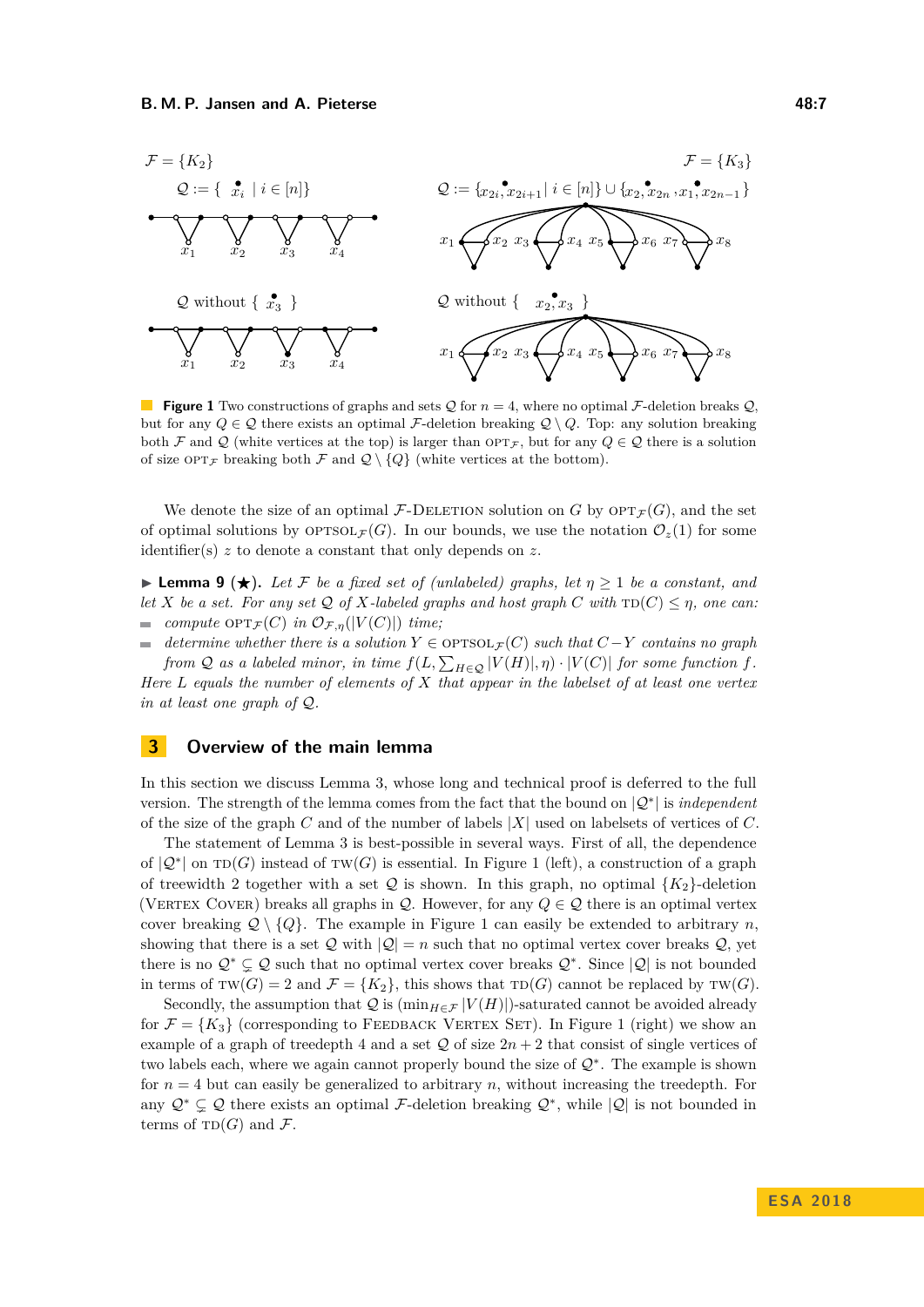$\mathcal{F} = \{K_2\}$ $\mathcal{F} = \{K_3\}$

$\mathcal{Q} := \{ \dot{x}_i \mid i \in [n]\}$ $\mathcal{Q} := \{x_{2i}, \dot{x}_{2i+1} \mid i \in [n]\} \cup \{x_2, \dot{x}_{2n}, x_1, \dot{x}_{2n-1}\}$

$\mathcal{Q}$ without $\{ \dot{x}_3 \}$ $\mathcal{Q}$ without $\{ x_2, \dot{x}_3 \}$

**Figure 1** Two constructions of graphs and sets $\mathcal{Q}$ for $n = 4$, where no optimal $\mathcal{F}$-deletion breaks $\mathcal{Q}$, but for any $Q \in \mathcal{Q}$ there exists an optimal $\mathcal{F}$-deletion breaking $\mathcal{Q} \setminus Q$. Top: any solution breaking both $\mathcal{F}$ and $\mathcal{Q}$ (white vertices at the top) is larger than $\text{OPT}_{\mathcal{F}}$, but for any $Q \in \mathcal{Q}$ there is a solution of size $\text{OPT}_{\mathcal{F}}$ breaking both $\mathcal{F}$ and $\mathcal{Q} \setminus \{Q\}$ (white vertices at the bottom).

We denote the size of an optimal $\mathcal{F}$-DELETION solution on $G$ by $\text{OPT}_{\mathcal{F}}(G)$, and the set of optimal solutions by $\text{OPTSOL}_{\mathcal{F}}(G)$. In our bounds, we use the notation $\mathcal{O}_z(1)$ for some identifier(s) $z$ to denote a constant that only depends on $z$.

▶ **Lemma 9** (★). *Let $\mathcal{F}$ be a fixed set of (unlabeled) graphs, let $\eta \geq 1$ be a constant, and let $X$ be a set. For any set $\mathcal{Q}$ of $X$-labeled graphs and host graph $C$ with $\text{TD}(C) \leq \eta$, one can:*

- *compute $\text{OPT}_{\mathcal{F}}(C)$ in $\mathcal{O}_{\mathcal{F},\eta}(|V(C)|)$ time;*
- *determine whether there is a solution $Y \in \text{OPTSOL}_{\mathcal{F}}(C)$ such that $C - Y$ contains no graph from $\mathcal{Q}$ as a labeled minor, in time $f(L, \sum_{H \in \mathcal{Q}} |V(H)|, \eta) \cdot |V(C)|$ for some function $f$.*

*Here $L$ equals the number of elements of $X$ that appear in the labelset of at least one vertex in at least one graph of $\mathcal{Q}$.*

## 3 Overview of the main lemma

In this section we discuss Lemma 3, whose long and technical proof is deferred to the full version. The strength of the lemma comes from the fact that the bound on $|\mathcal{Q}^*|$ is *independent* of the size of the graph $C$ and of the number of labels $|X|$ used on labelsets of vertices of $C$.

The statement of Lemma 3 is best-possible in several ways. First of all, the dependence of $|\mathcal{Q}^*|$ on $\text{TD}(G)$ instead of $\text{TW}(G)$ is essential. In Figure 1 (left), a construction of a graph of treewidth 2 together with a set $\mathcal{Q}$ is shown. In this graph, no optimal $\{K_2\}$-deletion (VERTEX COVER) breaks all graphs in $\mathcal{Q}$. However, for any $Q \in \mathcal{Q}$ there is an optimal vertex cover breaking $\mathcal{Q} \setminus \{Q\}$. The example in Figure 1 can easily be extended to arbitrary $n$, showing that there is a set $\mathcal{Q}$ with $|\mathcal{Q}| = n$ such that no optimal vertex cover breaks $\mathcal{Q}$, yet there is no $\mathcal{Q}^* \subsetneq \mathcal{Q}$ such that no optimal vertex cover breaks $\mathcal{Q}^*$. Since $|\mathcal{Q}|$ is not bounded in terms of $\text{TW}(G) = 2$ and $\mathcal{F} = \{K_2\}$, this shows that $\text{TD}(G)$ cannot be replaced by $\text{TW}(G)$.

Secondly, the assumption that $\mathcal{Q}$ is $(\min_{H \in \mathcal{F}} |V(H)|)$-saturated cannot be avoided already for $\mathcal{F} = \{K_3\}$ (corresponding to FEEDBACK VERTEX SET). In Figure 1 (right) we show an example of a graph of treedepth 4 and a set $\mathcal{Q}$ of size $2n + 2$ that consist of single vertices of two labels each, where we again cannot properly bound the size of $\mathcal{Q}^*$. The example is shown for $n = 4$ but can easily be generalized to arbitrary $n$, without increasing the treedepth. For any $\mathcal{Q}^* \subsetneq \mathcal{Q}$ there exists an optimal $\mathcal{F}$-deletion breaking $\mathcal{Q}^*$, while $|\mathcal{Q}|$ is not bounded in terms of $\text{TD}(G)$ and $\mathcal{F}$.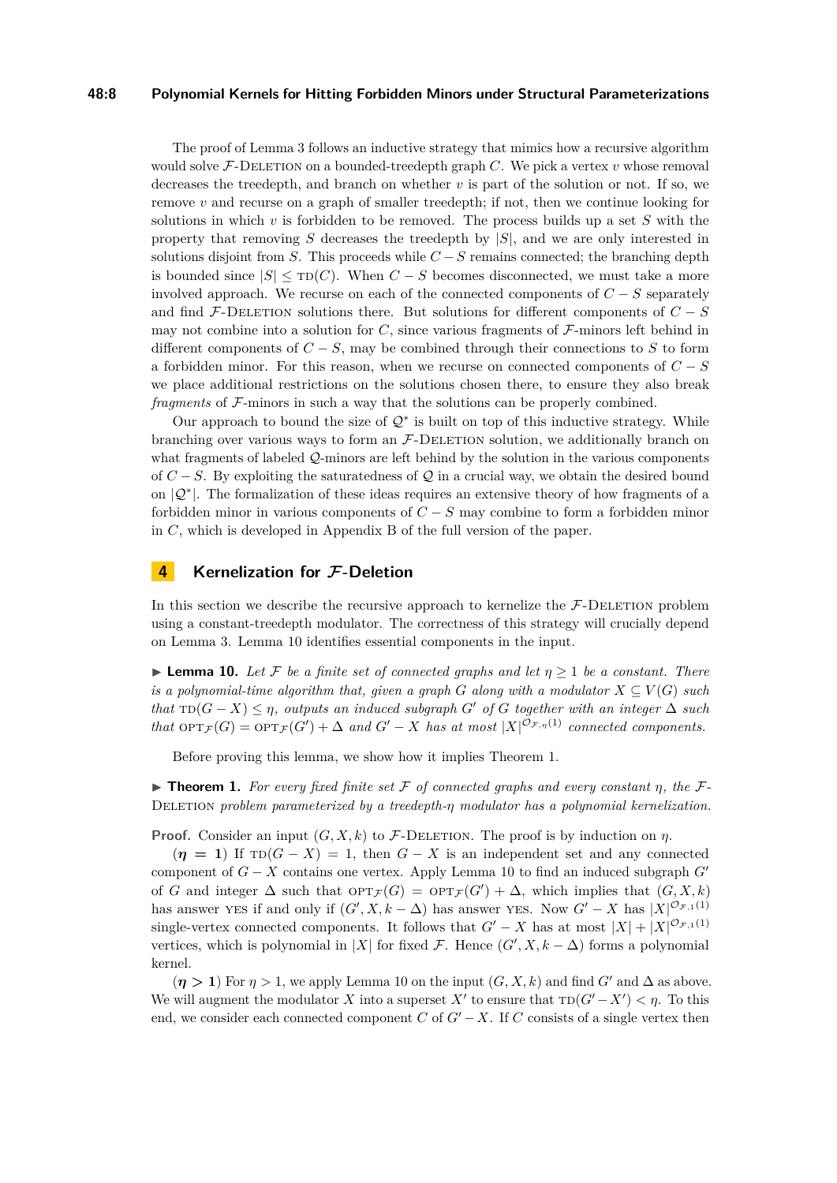The proof of Lemma 3 follows an inductive strategy that mimics how a recursive algorithm would solve $\mathcal{F}$-Deletion on a bounded-treedepth graph $C$. We pick a vertex $v$ whose removal decreases the treedepth, and branch on whether $v$ is part of the solution or not. If so, we remove $v$ and recurse on a graph of smaller treedepth; if not, then we continue looking for solutions in which $v$ is forbidden to be removed. The process builds up a set $S$ with the property that removing $S$ decreases the treedepth by $|S|$, and we are only interested in solutions disjoint from $S$. This proceeds while $C - S$ remains connected; the branching depth is bounded since $|S| \leq \textsc{td}(C)$. When $C - S$ becomes disconnected, we must take a more involved approach. We recurse on each of the connected components of $C - S$ separately and find $\mathcal{F}$-Deletion solutions there. But solutions for different components of $C - S$ may not combine into a solution for $C$, since various fragments of $\mathcal{F}$-minors left behind in different components of $C - S$, may be combined through their connections to $S$ to form a forbidden minor. For this reason, when we recurse on connected components of $C - S$ we place additional restrictions on the solutions chosen there, to ensure they also break *fragments* of $\mathcal{F}$-minors in such a way that the solutions can be properly combined.

Our approach to bound the size of $\mathcal{Q}^*$ is built on top of this inductive strategy. While branching over various ways to form an $\mathcal{F}$-Deletion solution, we additionally branch on what fragments of labeled $\mathcal{Q}$-minors are left behind by the solution in the various components of $C - S$. By exploiting the saturatedness of $\mathcal{Q}$ in a crucial way, we obtain the desired bound on $|\mathcal{Q}^*|$. The formalization of these ideas requires an extensive theory of how fragments of a forbidden minor in various components of $C - S$ may combine to form a forbidden minor in $C$, which is developed in Appendix B of the full version of the paper.

## 4 Kernelization for $\mathcal{F}$-Deletion

In this section we describe the recursive approach to kernelize the $\mathcal{F}$-Deletion problem using a constant-treedepth modulator. The correctness of this strategy will crucially depend on Lemma 3. Lemma 10 identifies essential components in the input.

▶ **Lemma 10.** *Let $\mathcal{F}$ be a finite set of connected graphs and let $\eta \geq 1$ be a constant. There is a polynomial-time algorithm that, given a graph $G$ along with a modulator $X \subseteq V(G)$ such that $\textsc{td}(G - X) \leq \eta$, outputs an induced subgraph $G'$ of $G$ together with an integer $\Delta$ such that $\textsc{opt}_{\mathcal{F}}(G) = \textsc{opt}_{\mathcal{F}}(G') + \Delta$ and $G' - X$ has at most $|X|^{\mathcal{O}_{\mathcal{F},\eta}(1)}$ connected components.*

Before proving this lemma, we show how it implies Theorem 1.

▶ **Theorem 1.** *For every fixed finite set $\mathcal{F}$ of connected graphs and every constant $\eta$, the $\mathcal{F}$-Deletion problem parameterized by a treedepth-$\eta$ modulator has a polynomial kernelization.*

**Proof.** Consider an input $(G, X, k)$ to $\mathcal{F}$-Deletion. The proof is by induction on $\eta$.

($\boldsymbol{\eta = 1}$) If $\textsc{td}(G - X) = 1$, then $G - X$ is an independent set and any connected component of $G - X$ contains one vertex. Apply Lemma 10 to find an induced subgraph $G'$ of $G$ and integer $\Delta$ such that $\textsc{opt}_{\mathcal{F}}(G) = \textsc{opt}_{\mathcal{F}}(G') + \Delta$, which implies that $(G, X, k)$ has answer yes if and only if $(G', X, k - \Delta)$ has answer yes. Now $G' - X$ has $|X|^{\mathcal{O}_{\mathcal{F},1}(1)}$ single-vertex connected components. It follows that $G' - X$ has at most $|X| + |X|^{\mathcal{O}_{\mathcal{F},1}(1)}$ vertices, which is polynomial in $|X|$ for fixed $\mathcal{F}$. Hence $(G', X, k - \Delta)$ forms a polynomial kernel.

($\boldsymbol{\eta > 1}$) For $\eta > 1$, we apply Lemma 10 on the input $(G, X, k)$ and find $G'$ and $\Delta$ as above. We will augment the modulator $X$ into a superset $X'$ to ensure that $\textsc{td}(G' - X') < \eta$. To this end, we consider each connected component $C$ of $G' - X$. If $C$ consists of a single vertex then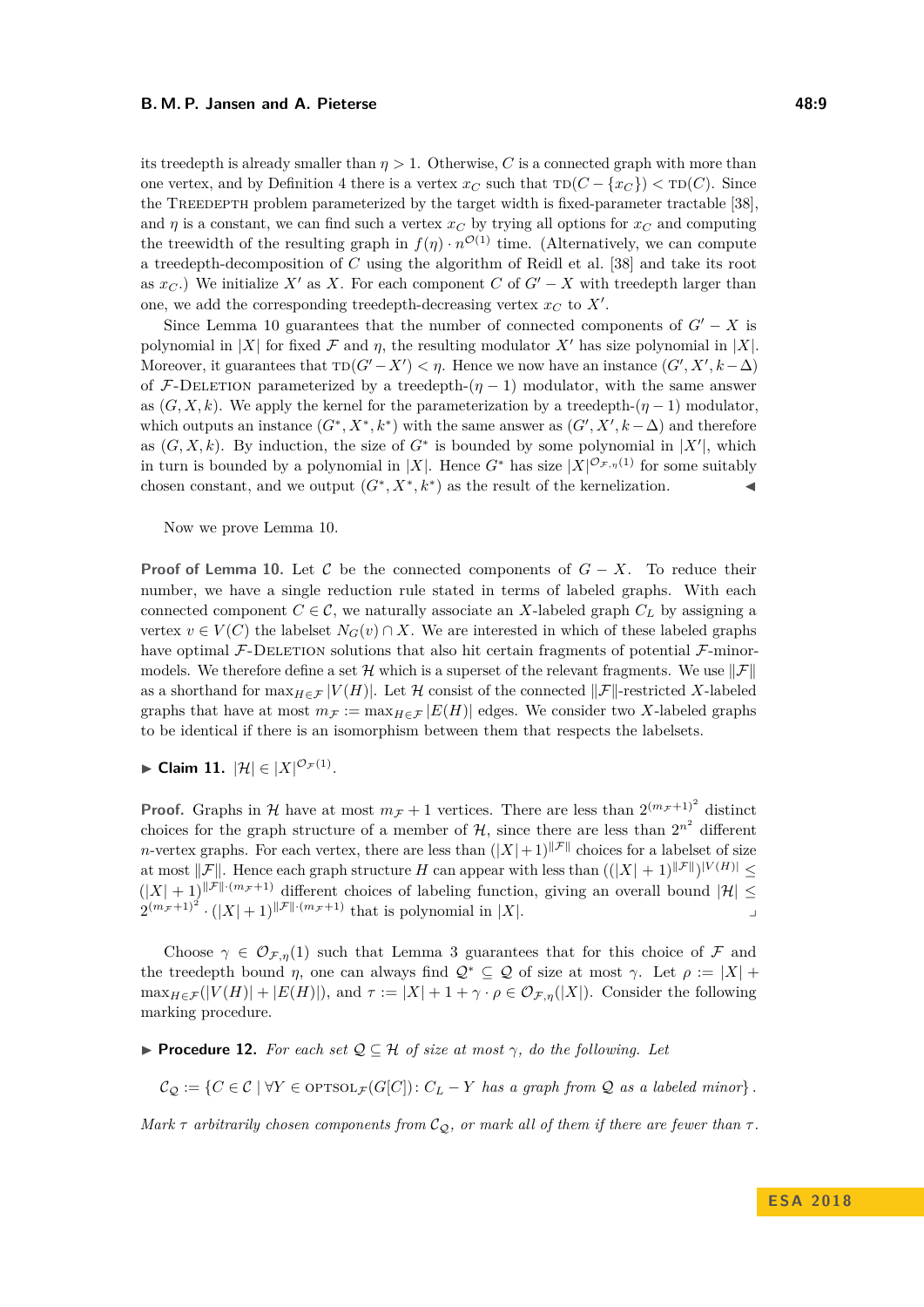its treedepth is already smaller than $\eta > 1$. Otherwise, $C$ is a connected graph with more than one vertex, and by Definition 4 there is a vertex $x_C$ such that $\textsc{td}(C - \{x_C\}) < \textsc{td}(C)$. Since the Treedepth problem parameterized by the target width is fixed-parameter tractable [38], and $\eta$ is a constant, we can find such a vertex $x_C$ by trying all options for $x_C$ and computing the treewidth of the resulting graph in $f(\eta) \cdot n^{\mathcal{O}(1)}$ time. (Alternatively, we can compute a treedepth-decomposition of $C$ using the algorithm of Reidl et al. [38] and take its root as $x_C$.) We initialize $X'$ as $X$. For each component $C$ of $G' - X$ with treedepth larger than one, we add the corresponding treedepth-decreasing vertex $x_C$ to $X'$.

Since Lemma 10 guarantees that the number of connected components of $G' - X$ is polynomial in $|X|$ for fixed $\mathcal{F}$ and $\eta$, the resulting modulator $X'$ has size polynomial in $|X|$. Moreover, it guarantees that $\textsc{td}(G' - X') < \eta$. Hence we now have an instance $(G', X', k - \Delta)$ of $\mathcal{F}$-Deletion parameterized by a treedepth-$(\eta - 1)$ modulator, with the same answer as $(G, X, k)$. We apply the kernel for the parameterization by a treedepth-$(\eta - 1)$ modulator, which outputs an instance $(G^*, X^*, k^*)$ with the same answer as $(G', X', k - \Delta)$ and therefore as $(G, X, k)$. By induction, the size of $G^*$ is bounded by some polynomial in $|X'|$, which in turn is bounded by a polynomial in $|X|$. Hence $G^*$ has size $|X|^{\mathcal{O}_{\mathcal{F},\eta}(1)}$ for some suitably chosen constant, and we output $(G^*, X^*, k^*)$ as the result of the kernelization. ◀

Now we prove Lemma 10.

**Proof of Lemma 10.** Let $\mathcal{C}$ be the connected components of $G - X$. To reduce their number, we have a single reduction rule stated in terms of labeled graphs. With each connected component $C \in \mathcal{C}$, we naturally associate an $X$-labeled graph $C_L$ by assigning a vertex $v \in V(C)$ the labelset $N_G(v) \cap X$. We are interested in which of these labeled graphs have optimal $\mathcal{F}$-Deletion solutions that also hit certain fragments of potential $\mathcal{F}$-minor-models. We therefore define a set $\mathcal{H}$ which is a superset of the relevant fragments. We use $\|\mathcal{F}\|$ as a shorthand for $\max_{H \in \mathcal{F}} |V(H)|$. Let $\mathcal{H}$ consist of the connected $\|\mathcal{F}\|$-restricted $X$-labeled graphs that have at most $m_{\mathcal{F}} := \max_{H \in \mathcal{F}} |E(H)|$ edges. We consider two $X$-labeled graphs to be identical if there is an isomorphism between them that respects the labelsets.

▶ **Claim 11.** $|\mathcal{H}| \in |X|^{\mathcal{O}_{\mathcal{F}}(1)}$.

**Proof.** Graphs in $\mathcal{H}$ have at most $m_{\mathcal{F}} + 1$ vertices. There are less than $2^{(m_{\mathcal{F}}+1)^2}$ distinct choices for the graph structure of a member of $\mathcal{H}$, since there are less than $2^{n^2}$ different $n$-vertex graphs. For each vertex, there are less than $(|X|+1)^{\|\mathcal{F}\|}$ choices for a labelset of size at most $\|\mathcal{F}\|$. Hence each graph structure $H$ can appear with less than $((|X| + 1)^{\|\mathcal{F}\|})^{|V(H)|} \leq (|X| + 1)^{\|\mathcal{F}\| \cdot (m_{\mathcal{F}}+1)}$ different choices of labeling function, giving an overall bound $|\mathcal{H}| \leq 2^{(m_{\mathcal{F}}+1)^2} \cdot (|X| + 1)^{\|\mathcal{F}\| \cdot (m_{\mathcal{F}}+1)}$ that is polynomial in $|X|$. ⌟

Choose $\gamma \in \mathcal{O}_{\mathcal{F},\eta}(1)$ such that Lemma 3 guarantees that for this choice of $\mathcal{F}$ and the treedepth bound $\eta$, one can always find $\mathcal{Q}^* \subseteq \mathcal{Q}$ of size at most $\gamma$. Let $\rho := |X| + \max_{H \in \mathcal{F}}(|V(H)| + |E(H)|)$, and $\tau := |X| + 1 + \gamma \cdot \rho \in \mathcal{O}_{\mathcal{F},\eta}(|X|)$. Consider the following marking procedure.

▶ **Procedure 12.** *For each set $\mathcal{Q} \subseteq \mathcal{H}$ of size at most $\gamma$, do the following. Let*

$$\mathcal{C}_{\mathcal{Q}} := \{C \in \mathcal{C} \mid \forall Y \in \textsc{optsol}_{\mathcal{F}}(G[C]) \colon C_L - Y \text{ has a graph from } \mathcal{Q} \text{ as a labeled minor}\}.$$

*Mark $\tau$ arbitrarily chosen components from $\mathcal{C}_{\mathcal{Q}}$, or mark all of them if there are fewer than $\tau$.*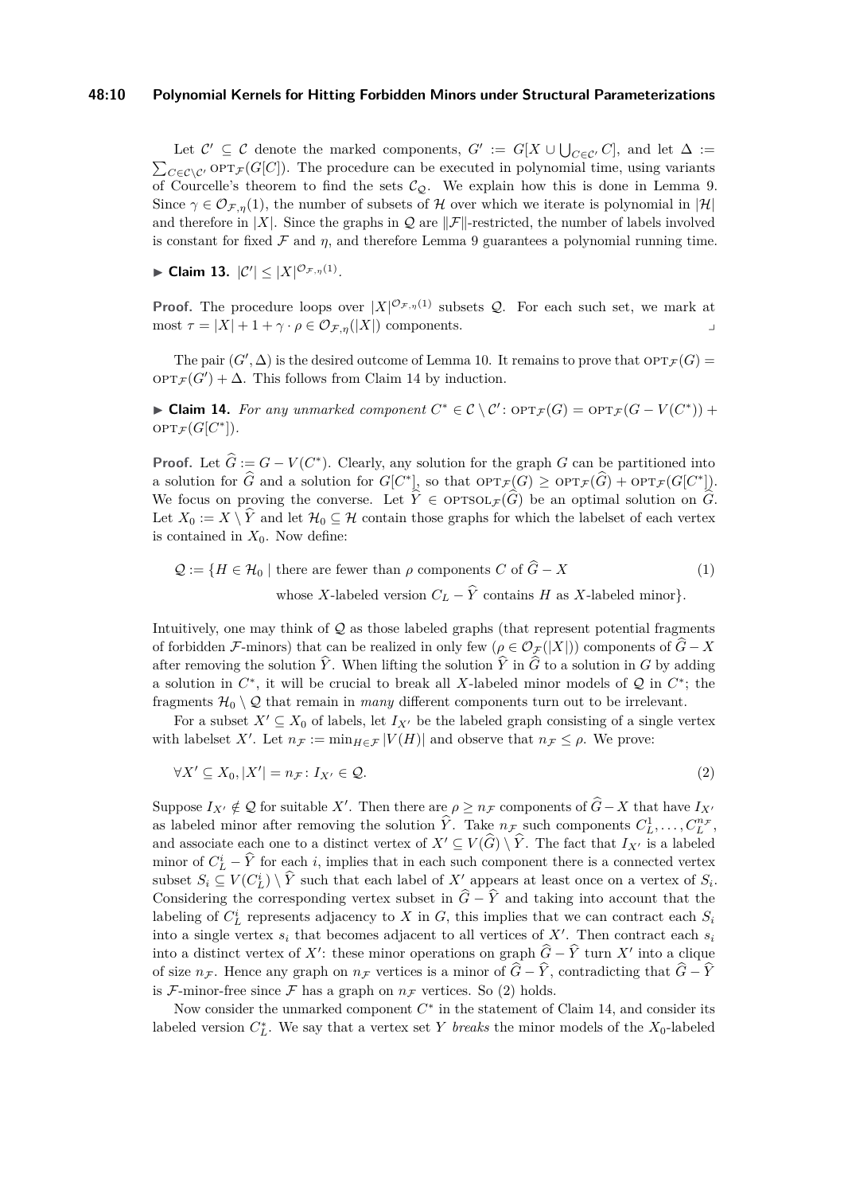Let $\mathcal{C}' \subseteq \mathcal{C}$ denote the marked components, $G' := G[X \cup \bigcup_{C \in \mathcal{C}'} C]$, and let $\Delta := \sum_{C \in \mathcal{C} \setminus \mathcal{C}'} \text{OPT}_{\mathcal{F}}(G[C])$. The procedure can be executed in polynomial time, using variants of Courcelle's theorem to find the sets $\mathcal{C}_{\mathcal{Q}}$. We explain how this is done in Lemma 9. Since $\gamma \in \mathcal{O}_{\mathcal{F},\eta}(1)$, the number of subsets of $\mathcal{H}$ over which we iterate is polynomial in $|\mathcal{H}|$ and therefore in $|X|$. Since the graphs in $\mathcal{Q}$ are $\|\mathcal{F}\|$-restricted, the number of labels involved is constant for fixed $\mathcal{F}$ and $\eta$, and therefore Lemma 9 guarantees a polynomial running time.

▶ **Claim 13.** $|\mathcal{C}'| \leq |X|^{\mathcal{O}_{\mathcal{F},\eta}(1)}$.

**Proof.** The procedure loops over $|X|^{\mathcal{O}_{\mathcal{F},\eta}(1)}$ subsets $\mathcal{Q}$. For each such set, we mark at most $\tau = |X| + 1 + \gamma \cdot \rho \in \mathcal{O}_{\mathcal{F},\eta}(|X|)$ components. ⌟

The pair $(G', \Delta)$ is the desired outcome of Lemma 10. It remains to prove that $\text{OPT}_{\mathcal{F}}(G) = \text{OPT}_{\mathcal{F}}(G') + \Delta$. This follows from Claim 14 by induction.

▶ **Claim 14.** *For any unmarked component $C^* \in \mathcal{C} \setminus \mathcal{C}'$: $\text{OPT}_{\mathcal{F}}(G) = \text{OPT}_{\mathcal{F}}(G - V(C^*)) + \text{OPT}_{\mathcal{F}}(G[C^*])$.*

**Proof.** Let $\widehat{G} := G - V(C^*)$. Clearly, any solution for the graph $G$ can be partitioned into a solution for $\widehat{G}$ and a solution for $G[C^*]$, so that $\text{OPT}_{\mathcal{F}}(G) \geq \text{OPT}_{\mathcal{F}}(\widehat{G}) + \text{OPT}_{\mathcal{F}}(G[C^*])$. We focus on proving the converse. Let $\widehat{Y} \in \text{OPTSOL}_{\mathcal{F}}(\widehat{G})$ be an optimal solution on $\widehat{G}$. Let $X_0 := X \setminus \widehat{Y}$ and let $\mathcal{H}_0 \subseteq \mathcal{H}$ contain those graphs for which the labelset of each vertex is contained in $X_0$. Now define:

$$\begin{aligned}\mathcal{Q} := \{H \in \mathcal{H}_0 \mid & \text{ there are fewer than } \rho \text{ components } C \text{ of } \widehat{G} - X \\ & \text{whose } X\text{-labeled version } C_L - \widehat{Y} \text{ contains } H \text{ as } X\text{-labeled minor}\}.\end{aligned} \tag{1}$$

Intuitively, one may think of $\mathcal{Q}$ as those labeled graphs (that represent potential fragments of forbidden $\mathcal{F}$-minors) that can be realized in only few ($\rho \in \mathcal{O}_{\mathcal{F}}(|X|)$) components of $\widehat{G} - X$ after removing the solution $\widehat{Y}$. When lifting the solution $\widehat{Y}$ in $\widehat{G}$ to a solution in $G$ by adding a solution in $C^*$, it will be crucial to break all $X$-labeled minor models of $\mathcal{Q}$ in $C^*$; the fragments $\mathcal{H}_0 \setminus \mathcal{Q}$ that remain in *many* different components turn out to be irrelevant.

For a subset $X' \subseteq X_0$ of labels, let $I_{X'}$ be the labeled graph consisting of a single vertex with labelset $X'$. Let $n_{\mathcal{F}} := \min_{H \in \mathcal{F}} |V(H)|$ and observe that $n_{\mathcal{F}} \leq \rho$. We prove:

$$\forall X' \subseteq X_0, |X'| = n_{\mathcal{F}} \colon I_{X'} \in \mathcal{Q}. \tag{2}$$

Suppose $I_{X'} \notin \mathcal{Q}$ for suitable $X'$. Then there are $\rho \geq n_{\mathcal{F}}$ components of $\widehat{G} - X$ that have $I_{X'}$ as labeled minor after removing the solution $\widehat{Y}$. Take $n_{\mathcal{F}}$ such components $C_L^1, \ldots, C_L^{n_{\mathcal{F}}}$, and associate each one to a distinct vertex of $X' \subseteq V(\widehat{G}) \setminus \widehat{Y}$. The fact that $I_{X'}$ is a labeled minor of $C_L^i - \widehat{Y}$ for each $i$, implies that in each such component there is a connected vertex subset $S_i \subseteq V(C_L^i) \setminus \widehat{Y}$ such that each label of $X'$ appears at least once on a vertex of $S_i$. Considering the corresponding vertex subset in $\widehat{G} - \widehat{Y}$ and taking into account that the labeling of $C_L^i$ represents adjacency to $X$ in $G$, this implies that we can contract each $S_i$ into a single vertex $s_i$ that becomes adjacent to all vertices of $X'$. Then contract each $s_i$ into a distinct vertex of $X'$: these minor operations on graph $\widehat{G} - \widehat{Y}$ turn $X'$ into a clique of size $n_{\mathcal{F}}$. Hence any graph on $n_{\mathcal{F}}$ vertices is a minor of $\widehat{G} - \widehat{Y}$, contradicting that $\widehat{G} - \widehat{Y}$ is $\mathcal{F}$-minor-free since $\mathcal{F}$ has a graph on $n_{\mathcal{F}}$ vertices. So (2) holds.

Now consider the unmarked component $C^*$ in the statement of Claim 14, and consider its labeled version $C_L^*$. We say that a vertex set $Y$ *breaks* the minor models of the $X_0$-labeled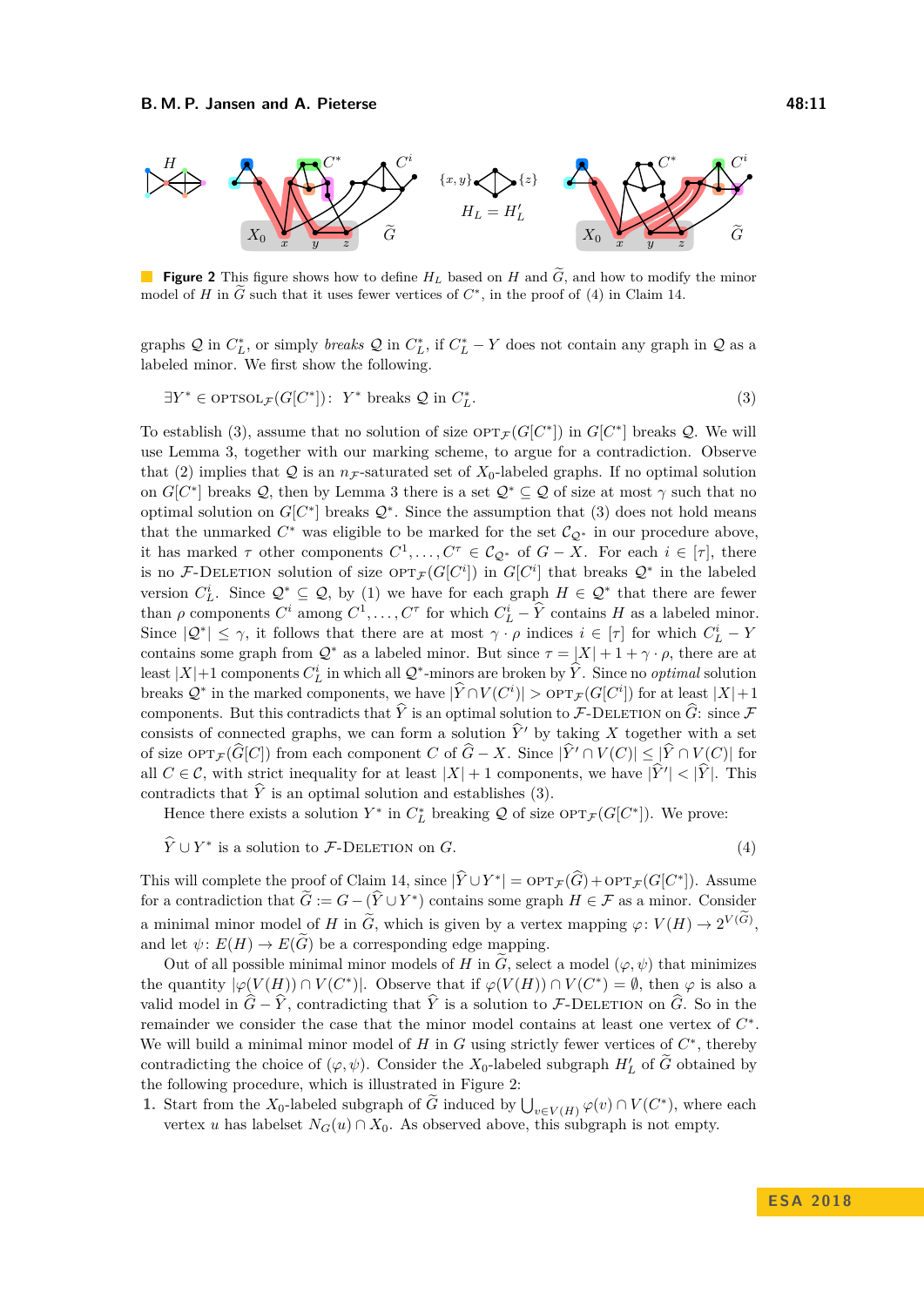**Figure 2** This figure shows how to define $H_L$ based on $H$ and $\widetilde{G}$, and how to modify the minor model of $H$ in $\widetilde{G}$ such that it uses fewer vertices of $C^*$, in the proof of (4) in Claim 14.

graphs $\mathcal{Q}$ in $C^*_L$, or simply *breaks* $\mathcal{Q}$ in $C^*_L$, if $C^*_L - Y$ does not contain any graph in $\mathcal{Q}$ as a labeled minor. We first show the following.

$$\exists Y^* \in \text{OPTSOL}_\mathcal{F}(G[C^*])\colon\; Y^* \text{ breaks } \mathcal{Q} \text{ in } C^*_L. \tag{3}$$

To establish (3), assume that no solution of size $\text{OPT}_\mathcal{F}(G[C^*])$ in $G[C^*]$ breaks $\mathcal{Q}$. We will use Lemma 3, together with our marking scheme, to argue for a contradiction. Observe that (2) implies that $\mathcal{Q}$ is an $n_\mathcal{F}$-saturated set of $X_0$-labeled graphs. If no optimal solution on $G[C^*]$ breaks $\mathcal{Q}$, then by Lemma 3 there is a set $\mathcal{Q}^* \subseteq \mathcal{Q}$ of size at most $\gamma$ such that no optimal solution on $G[C^*]$ breaks $\mathcal{Q}^*$. Since the assumption that (3) does not hold means that the unmarked $C^*$ was eligible to be marked for the set $\mathcal{C}_{\mathcal{Q}^*}$ in our procedure above, it has marked $\tau$ other components $C^1, \ldots, C^\tau \in \mathcal{C}_{\mathcal{Q}^*}$ of $G - X$. For each $i \in [\tau]$, there is no $\mathcal{F}$-Deletion solution of size $\text{OPT}_\mathcal{F}(G[C^i])$ in $G[C^i]$ that breaks $\mathcal{Q}^*$ in the labeled version $C^i_L$. Since $\mathcal{Q}^* \subseteq \mathcal{Q}$, by (1) we have for each graph $H \in \mathcal{Q}^*$ that there are fewer than $\rho$ components $C^i$ among $C^1, \ldots, C^\tau$ for which $C^i_L - \widehat{Y}$ contains $H$ as a labeled minor. Since $|\mathcal{Q}^*| \leq \gamma$, it follows that there are at most $\gamma \cdot \rho$ indices $i \in [\tau]$ for which $C^i_L - Y$ contains some graph from $\mathcal{Q}^*$ as a labeled minor. But since $\tau = |X| + 1 + \gamma \cdot \rho$, there are at least $|X|+1$ components $C^i_L$ in which all $\mathcal{Q}^*$-minors are broken by $\widehat{Y}$. Since no *optimal* solution breaks $\mathcal{Q}^*$ in the marked components, we have $|\widehat{Y} \cap V(C^i)| > \text{OPT}_\mathcal{F}(G[C^i])$ for at least $|X|+1$ components. But this contradicts that $\widehat{Y}$ is an optimal solution to $\mathcal{F}$-Deletion on $\widehat{G}$: since $\mathcal{F}$ consists of connected graphs, we can form a solution $\widehat{Y}'$ by taking $X$ together with a set of size $\text{OPT}_\mathcal{F}(\widehat{G}[C])$ from each component $C$ of $\widehat{G} - X$. Since $|\widehat{Y}' \cap V(C)| \leq |\widehat{Y} \cap V(C)|$ for all $C \in \mathcal{C}$, with strict inequality for at least $|X| + 1$ components, we have $|\widehat{Y}'| < |\widehat{Y}|$. This contradicts that $\widehat{Y}$ is an optimal solution and establishes (3).

Hence there exists a solution $Y^*$ in $C^*_L$ breaking $\mathcal{Q}$ of size $\text{OPT}_\mathcal{F}(G[C^*])$. We prove:

$$\widehat{Y} \cup Y^* \text{ is a solution to } \mathcal{F}\text{-Deletion on } G. \tag{4}$$

This will complete the proof of Claim 14, since $|\widehat{Y} \cup Y^*| = \text{OPT}_\mathcal{F}(\widehat{G}) + \text{OPT}_\mathcal{F}(G[C^*])$. Assume for a contradiction that $\widetilde{G} := G - (\widehat{Y} \cup Y^*)$ contains some graph $H \in \mathcal{F}$ as a minor. Consider a minimal minor model of $H$ in $\widetilde{G}$, which is given by a vertex mapping $\varphi\colon V(H) \to 2^{V(\widetilde{G})}$, and let $\psi\colon E(H) \to E(\widetilde{G})$ be a corresponding edge mapping.

Out of all possible minimal minor models of $H$ in $\widetilde{G}$, select a model $(\varphi, \psi)$ that minimizes the quantity $|\varphi(V(H)) \cap V(C^*)|$. Observe that if $\varphi(V(H)) \cap V(C^*) = \emptyset$, then $\varphi$ is also a valid model in $\widehat{G} - \widehat{Y}$, contradicting that $\widehat{Y}$ is a solution to $\mathcal{F}$-Deletion on $\widehat{G}$. So in the remainder we consider the case that the minor model contains at least one vertex of $C^*$. We will build a minimal minor model of $H$ in $G$ using strictly fewer vertices of $C^*$, thereby contradicting the choice of $(\varphi, \psi)$. Consider the $X_0$-labeled subgraph $H'_L$ of $\widetilde{G}$ obtained by the following procedure, which is illustrated in Figure 2:

1. Start from the $X_0$-labeled subgraph of $\widetilde{G}$ induced by $\bigcup_{v \in V(H)} \varphi(v) \cap V(C^*)$, where each vertex $u$ has labelset $N_G(u) \cap X_0$. As observed above, this subgraph is not empty.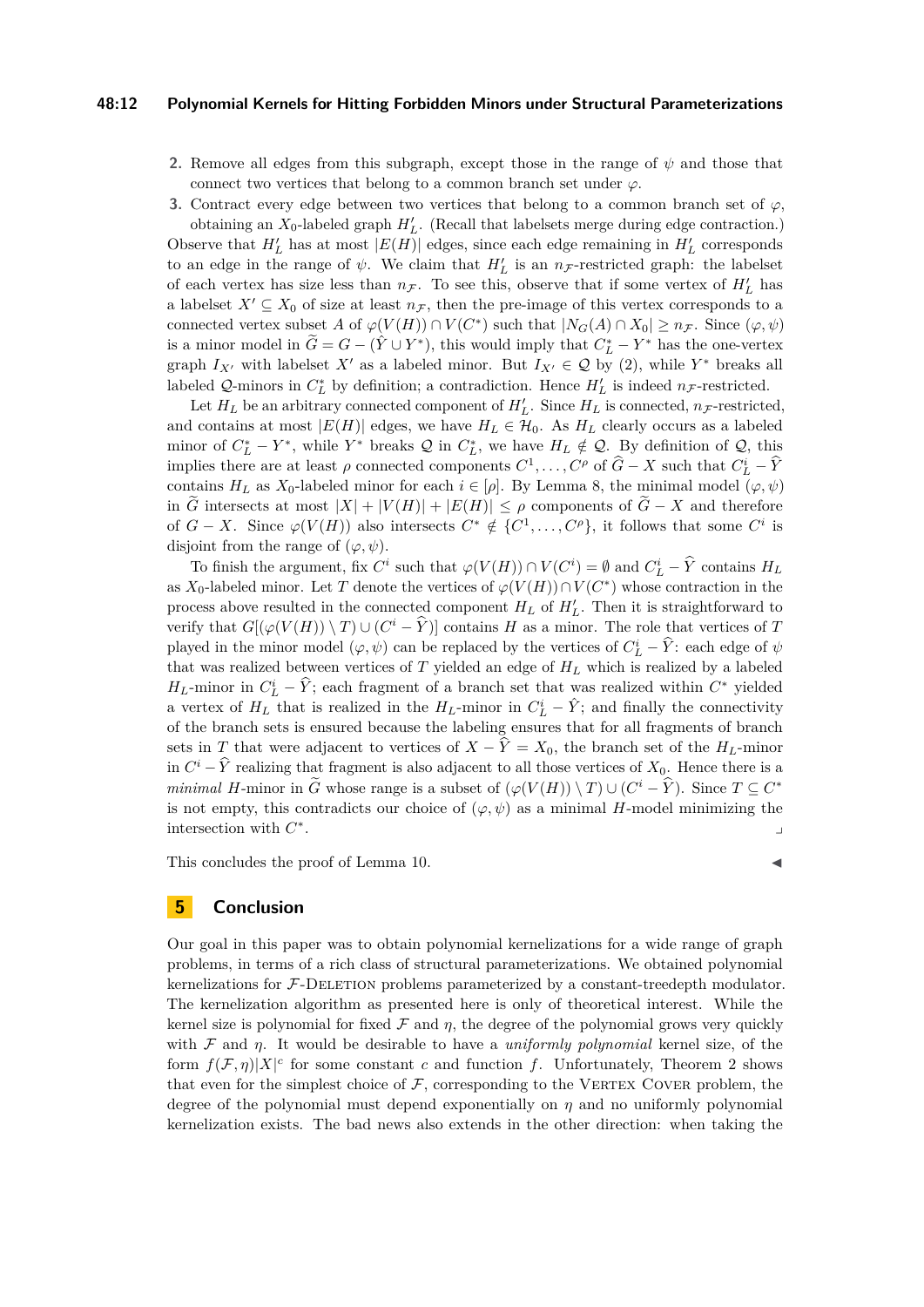2. Remove all edges from this subgraph, except those in the range of $\psi$ and those that connect two vertices that belong to a common branch set under $\varphi$.
3. Contract every edge between two vertices that belong to a common branch set of $\varphi$, obtaining an $X_0$-labeled graph $H'_L$. (Recall that labelsets merge during edge contraction.)

Observe that $H'_L$ has at most $|E(H)|$ edges, since each edge remaining in $H'_L$ corresponds to an edge in the range of $\psi$. We claim that $H'_L$ is an $n_{\mathcal{F}}$-restricted graph: the labelset of each vertex has size less than $n_{\mathcal{F}}$. To see this, observe that if some vertex of $H'_L$ has a labelset $X' \subseteq X_0$ of size at least $n_{\mathcal{F}}$, then the pre-image of this vertex corresponds to a connected vertex subset $A$ of $\varphi(V(H)) \cap V(C^*)$ such that $|N_G(A) \cap X_0| \geq n_{\mathcal{F}}$. Since $(\varphi, \psi)$ is a minor model in $\widetilde{G} = G - (\hat{Y} \cup Y^*)$, this would imply that $C^*_L - Y^*$ has the one-vertex graph $I_{X'}$ with labelset $X'$ as a labeled minor. But $I_{X'} \in \mathcal{Q}$ by (2), while $Y^*$ breaks all labeled $\mathcal{Q}$-minors in $C^*_L$ by definition; a contradiction. Hence $H'_L$ is indeed $n_{\mathcal{F}}$-restricted.

Let $H_L$ be an arbitrary connected component of $H'_L$. Since $H_L$ is connected, $n_{\mathcal{F}}$-restricted, and contains at most $|E(H)|$ edges, we have $H_L \in \mathcal{H}_0$. As $H_L$ clearly occurs as a labeled minor of $C^*_L - Y^*$, while $Y^*$ breaks $\mathcal{Q}$ in $C^*_L$, we have $H_L \notin \mathcal{Q}$. By definition of $\mathcal{Q}$, this implies there are at least $\rho$ connected components $C^1, \ldots, C^\rho$ of $\widehat{G} - X$ such that $C^i_L - \widehat{Y}$ contains $H_L$ as $X_0$-labeled minor for each $i \in [\rho]$. By Lemma 8, the minimal model $(\varphi, \psi)$ in $\widetilde{G}$ intersects at most $|X| + |V(H)| + |E(H)| \leq \rho$ components of $\widetilde{G} - X$ and therefore of $G - X$. Since $\varphi(V(H))$ also intersects $C^* \notin \{C^1, \ldots, C^\rho\}$, it follows that some $C^i$ is disjoint from the range of $(\varphi, \psi)$.

To finish the argument, fix $C^i$ such that $\varphi(V(H)) \cap V(C^i) = \emptyset$ and $C^i_L - \widehat{Y}$ contains $H_L$ as $X_0$-labeled minor. Let $T$ denote the vertices of $\varphi(V(H)) \cap V(C^*)$ whose contraction in the process above resulted in the connected component $H_L$ of $H'_L$. Then it is straightforward to verify that $G[(\varphi(V(H)) \setminus T) \cup (C^i - \widehat{Y})]$ contains $H$ as a minor. The role that vertices of $T$ played in the minor model $(\varphi, \psi)$ can be replaced by the vertices of $C^i_L - \widehat{Y}$: each edge of $\psi$ that was realized between vertices of $T$ yielded an edge of $H_L$ which is realized by a labeled $H_L$-minor in $C^i_L - \widehat{Y}$; each fragment of a branch set that was realized within $C^*$ yielded a vertex of $H_L$ that is realized in the $H_L$-minor in $C^i_L - \hat{Y}$; and finally the connectivity of the branch sets is ensured because the labeling ensures that for all fragments of branch sets in $T$ that were adjacent to vertices of $X - \widehat{Y} = X_0$, the branch set of the $H_L$-minor in $C^i - \widehat{Y}$ realizing that fragment is also adjacent to all those vertices of $X_0$. Hence there is a *minimal* $H$-minor in $\widetilde{G}$ whose range is a subset of $(\varphi(V(H)) \setminus T) \cup (C^i - \widehat{Y})$. Since $T \subseteq C^*$ is not empty, this contradicts our choice of $(\varphi, \psi)$ as a minimal $H$-model minimizing the intersection with $C^*$. ⌟

This concludes the proof of Lemma 10. ◀

## 5 Conclusion

Our goal in this paper was to obtain polynomial kernelizations for a wide range of graph problems, in terms of a rich class of structural parameterizations. We obtained polynomial kernelizations for $\mathcal{F}$-Deletion problems parameterized by a constant-treedepth modulator. The kernelization algorithm as presented here is only of theoretical interest. While the kernel size is polynomial for fixed $\mathcal{F}$ and $\eta$, the degree of the polynomial grows very quickly with $\mathcal{F}$ and $\eta$. It would be desirable to have a *uniformly polynomial* kernel size, of the form $f(\mathcal{F}, \eta)|X|^c$ for some constant $c$ and function $f$. Unfortunately, Theorem 2 shows that even for the simplest choice of $\mathcal{F}$, corresponding to the Vertex Cover problem, the degree of the polynomial must depend exponentially on $\eta$ and no uniformly polynomial kernelization exists. The bad news also extends in the other direction: when taking the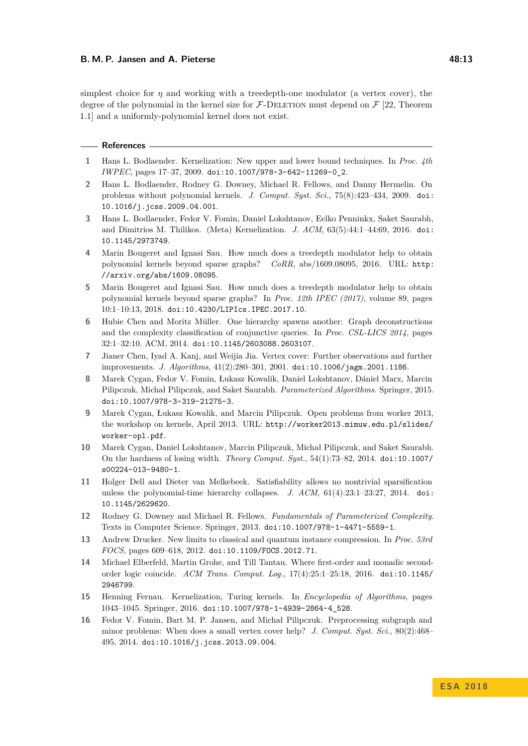simplest choice for $\eta$ and working with a treedepth-one modulator (a vertex cover), the degree of the polynomial in the kernel size for $\mathcal{F}$-Deletion must depend on $\mathcal{F}$ [22, Theorem 1.1] and a uniformly-polynomial kernel does not exist.

## References

1. Hans L. Bodlaender. Kernelization: New upper and lower bound techniques. In *Proc. 4th IWPEC*, pages 17–37, 2009. doi:10.1007/978-3-642-11269-0_2.
2. Hans L. Bodlaender, Rodney G. Downey, Michael R. Fellows, and Danny Hermelin. On problems without polynomial kernels. *J. Comput. Syst. Sci.*, 75(8):423–434, 2009. doi:10.1016/j.jcss.2009.04.001.
3. Hans L. Bodlaender, Fedor V. Fomin, Daniel Lokshtanov, Eelko Penninkx, Saket Saurabh, and Dimitrios M. Thilikos. (Meta) Kernelization. *J. ACM*, 63(5):44:1–44:69, 2016. doi:10.1145/2973749.
4. Marin Bougeret and Ignasi Sau. How much does a treedepth modulator help to obtain polynomial kernels beyond sparse graphs? *CoRR*, abs/1609.08095, 2016. URL: http://arxiv.org/abs/1609.08095.
5. Marin Bougeret and Ignasi Sau. How much does a treedepth modulator help to obtain polynomial kernels beyond sparse graphs? In *Proc. 12th IPEC (2017)*, volume 89, pages 10:1–10:13, 2018. doi:10.4230/LIPIcs.IPEC.2017.10.
6. Hubie Chen and Moritz Müller. One hierarchy spawns another: Graph deconstructions and the complexity classification of conjunctive queries. In *Proc. CSL-LICS 2014*, pages 32:1–32:10. ACM, 2014. doi:10.1145/2603088.2603107.
7. Jianer Chen, Iyad A. Kanj, and Weijia Jia. Vertex cover: Further observations and further improvements. *J. Algorithms*, 41(2):280–301, 2001. doi:10.1006/jagm.2001.1186.
8. Marek Cygan, Fedor V. Fomin, Łukasz Kowalik, Daniel Lokshtanov, Dániel Marx, Marcin Pilipczuk, Michał Pilipczuk, and Saket Saurabh. *Parameterized Algorithms*. Springer, 2015. doi:10.1007/978-3-319-21275-3.
9. Marek Cygan, Łukasz Kowalik, and Marcin Pilipczuk. Open problems from worker 2013, the workshop on kernels, April 2013. URL: http://worker2013.mimuw.edu.pl/slides/worker-opl.pdf.
10. Marek Cygan, Daniel Lokshtanov, Marcin Pilipczuk, Michał Pilipczuk, and Saket Saurabh. On the hardness of losing width. *Theory Comput. Syst.*, 54(1):73–82, 2014. doi:10.1007/s00224-013-9480-1.
11. Holger Dell and Dieter van Melkebeek. Satisfiability allows no nontrivial sparsification unless the polynomial-time hierarchy collapses. *J. ACM*, 61(4):23:1–23:27, 2014. doi:10.1145/2629620.
12. Rodney G. Downey and Michael R. Fellows. *Fundamentals of Parameterized Complexity*. Texts in Computer Science. Springer, 2013. doi:10.1007/978-1-4471-5559-1.
13. Andrew Drucker. New limits to classical and quantum instance compression. In *Proc. 53rd FOCS*, pages 609–618, 2012. doi:10.1109/FOCS.2012.71.
14. Michael Elberfeld, Martin Grohe, and Till Tantau. Where first-order and monadic second-order logic coincide. *ACM Trans. Comput. Log.*, 17(4):25:1–25:18, 2016. doi:10.1145/2946799.
15. Henning Fernau. Kernelization, Turing kernels. In *Encyclopedia of Algorithms*, pages 1043–1045. Springer, 2016. doi:10.1007/978-1-4939-2864-4_528.
16. Fedor V. Fomin, Bart M. P. Jansen, and Michał Pilipczuk. Preprocessing subgraph and minor problems: When does a small vertex cover help? *J. Comput. Syst. Sci.*, 80(2):468–495, 2014. doi:10.1016/j.jcss.2013.09.004.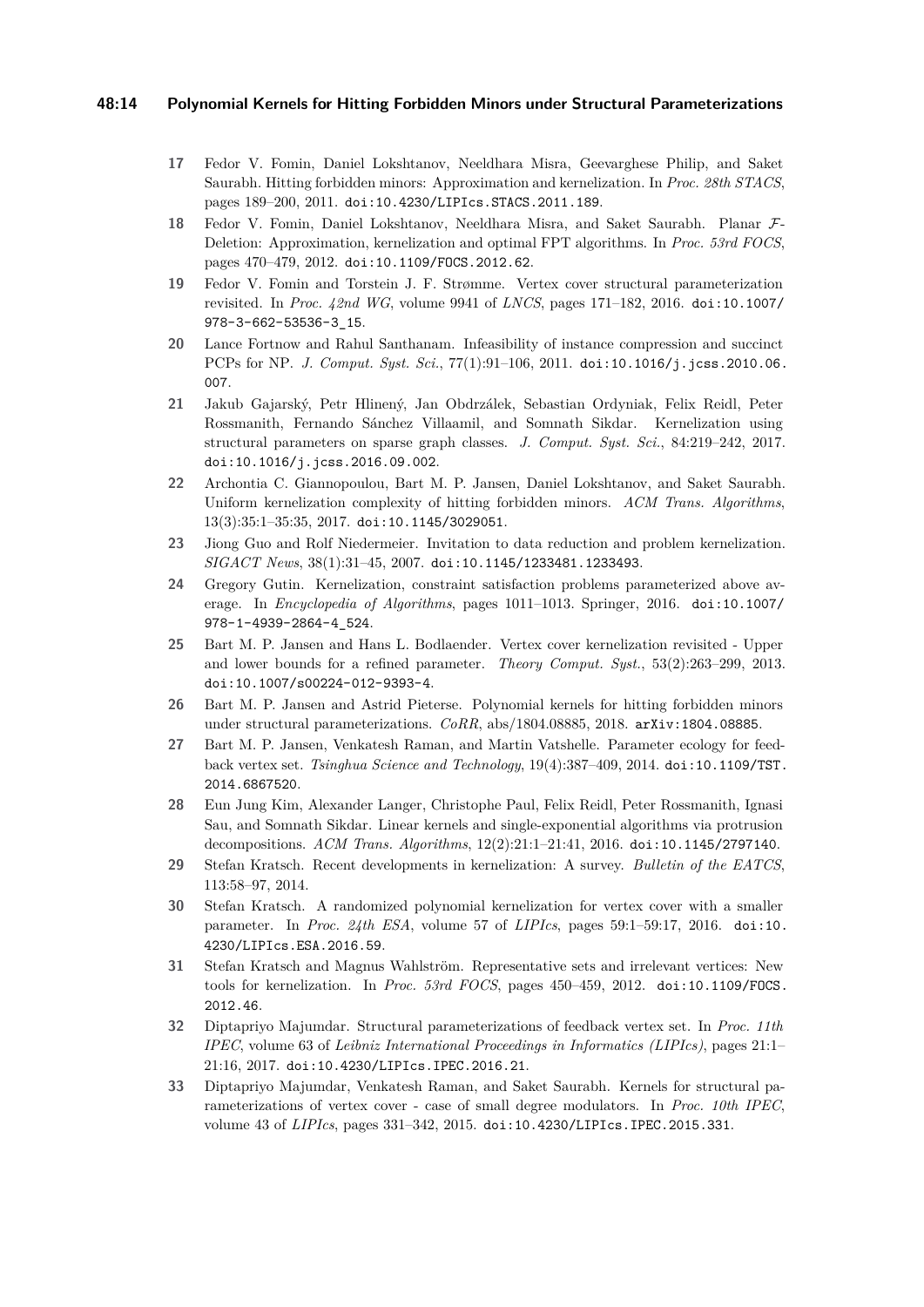17 Fedor V. Fomin, Daniel Lokshtanov, Neeldhara Misra, Geevarghese Philip, and Saket Saurabh. Hitting forbidden minors: Approximation and kernelization. In *Proc. 28th STACS*, pages 189–200, 2011. doi:10.4230/LIPIcs.STACS.2011.189.

18 Fedor V. Fomin, Daniel Lokshtanov, Neeldhara Misra, and Saket Saurabh. Planar $\mathcal{F}$-Deletion: Approximation, kernelization and optimal FPT algorithms. In *Proc. 53rd FOCS*, pages 470–479, 2012. doi:10.1109/FOCS.2012.62.

19 Fedor V. Fomin and Torstein J. F. Strømme. Vertex cover structural parameterization revisited. In *Proc. 42nd WG*, volume 9941 of *LNCS*, pages 171–182, 2016. doi:10.1007/978-3-662-53536-3_15.

20 Lance Fortnow and Rahul Santhanam. Infeasibility of instance compression and succinct PCPs for NP. *J. Comput. Syst. Sci.*, 77(1):91–106, 2011. doi:10.1016/j.jcss.2010.06.007.

21 Jakub Gajarský, Petr Hliněný, Jan Obdrzálek, Sebastian Ordyniak, Felix Reidl, Peter Rossmanith, Fernando Sánchez Villaamil, and Somnath Sikdar. Kernelization using structural parameters on sparse graph classes. *J. Comput. Syst. Sci.*, 84:219–242, 2017. doi:10.1016/j.jcss.2016.09.002.

22 Archontia C. Giannopoulou, Bart M. P. Jansen, Daniel Lokshtanov, and Saket Saurabh. Uniform kernelization complexity of hitting forbidden minors. *ACM Trans. Algorithms*, 13(3):35:1–35:35, 2017. doi:10.1145/3029051.

23 Jiong Guo and Rolf Niedermeier. Invitation to data reduction and problem kernelization. *SIGACT News*, 38(1):31–45, 2007. doi:10.1145/1233481.1233493.

24 Gregory Gutin. Kernelization, constraint satisfaction problems parameterized above average. In *Encyclopedia of Algorithms*, pages 1011–1013. Springer, 2016. doi:10.1007/978-1-4939-2864-4_524.

25 Bart M. P. Jansen and Hans L. Bodlaender. Vertex cover kernelization revisited - Upper and lower bounds for a refined parameter. *Theory Comput. Syst.*, 53(2):263–299, 2013. doi:10.1007/s00224-012-9393-4.

26 Bart M. P. Jansen and Astrid Pieterse. Polynomial kernels for hitting forbidden minors under structural parameterizations. *CoRR*, abs/1804.08885, 2018. arXiv:1804.08885.

27 Bart M. P. Jansen, Venkatesh Raman, and Martin Vatshelle. Parameter ecology for feedback vertex set. *Tsinghua Science and Technology*, 19(4):387–409, 2014. doi:10.1109/TST.2014.6867520.

28 Eun Jung Kim, Alexander Langer, Christophe Paul, Felix Reidl, Peter Rossmanith, Ignasi Sau, and Somnath Sikdar. Linear kernels and single-exponential algorithms via protrusion decompositions. *ACM Trans. Algorithms*, 12(2):21:1–21:41, 2016. doi:10.1145/2797140.

29 Stefan Kratsch. Recent developments in kernelization: A survey. *Bulletin of the EATCS*, 113:58–97, 2014.

30 Stefan Kratsch. A randomized polynomial kernelization for vertex cover with a smaller parameter. In *Proc. 24th ESA*, volume 57 of *LIPIcs*, pages 59:1–59:17, 2016. doi:10.4230/LIPIcs.ESA.2016.59.

31 Stefan Kratsch and Magnus Wahlström. Representative sets and irrelevant vertices: New tools for kernelization. In *Proc. 53rd FOCS*, pages 450–459, 2012. doi:10.1109/FOCS.2012.46.

32 Diptapriyo Majumdar. Structural parameterizations of feedback vertex set. In *Proc. 11th IPEC*, volume 63 of *Leibniz International Proceedings in Informatics (LIPIcs)*, pages 21:1–21:16, 2017. doi:10.4230/LIPIcs.IPEC.2016.21.

33 Diptapriyo Majumdar, Venkatesh Raman, and Saket Saurabh. Kernels for structural parameterizations of vertex cover - case of small degree modulators. In *Proc. 10th IPEC*, volume 43 of *LIPIcs*, pages 331–342, 2015. doi:10.4230/LIPIcs.IPEC.2015.331.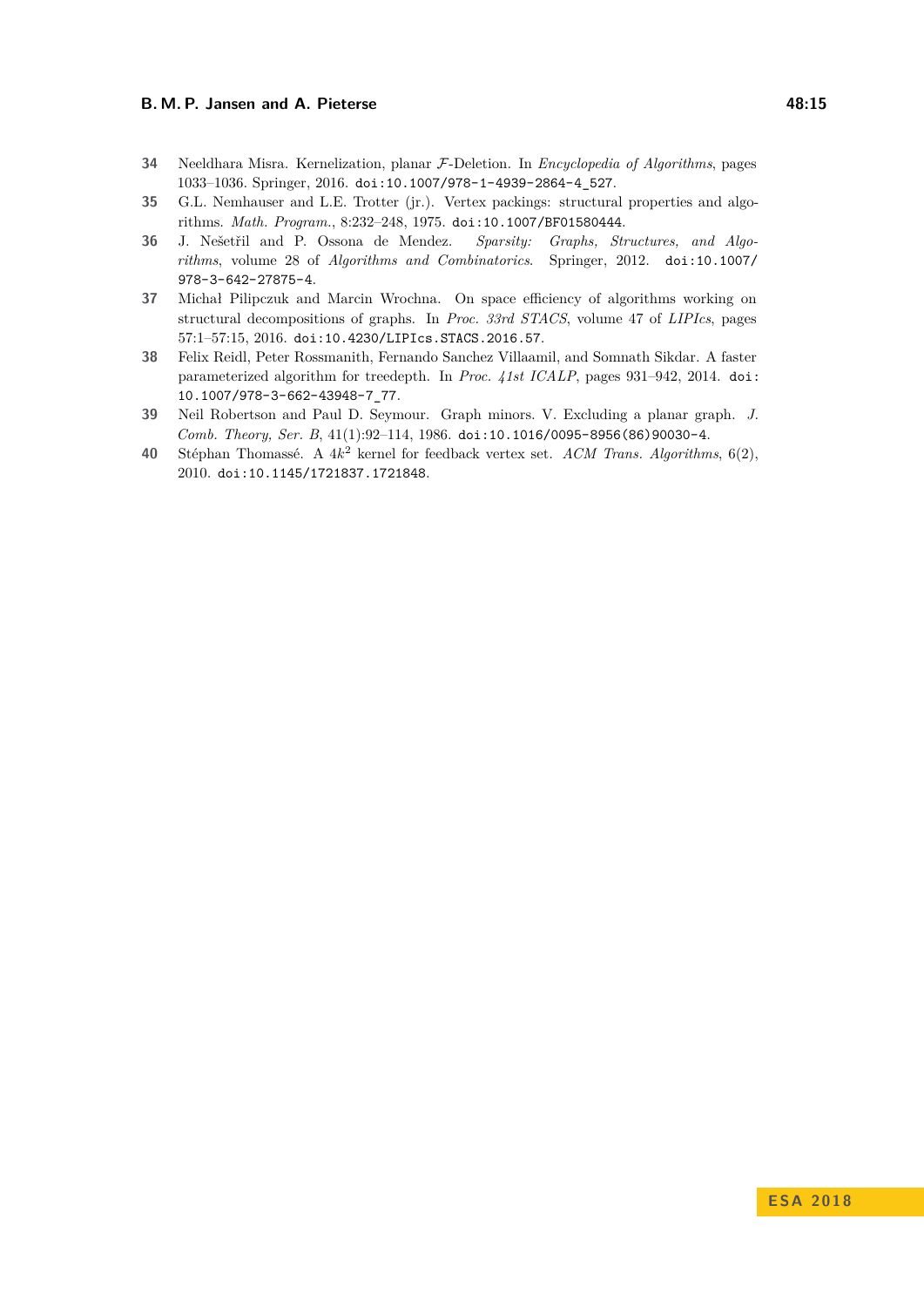34 Neeldhara Misra. Kernelization, planar $\mathcal{F}$-Deletion. In *Encyclopedia of Algorithms*, pages 1033–1036. Springer, 2016. doi:10.1007/978-1-4939-2864-4_527.

35 G.L. Nemhauser and L.E. Trotter (jr.). Vertex packings: structural properties and algorithms. *Math. Program.*, 8:232–248, 1975. doi:10.1007/BF01580444.

36 J. Nešetřil and P. Ossona de Mendez. *Sparsity: Graphs, Structures, and Algorithms*, volume 28 of *Algorithms and Combinatorics*. Springer, 2012. doi:10.1007/978-3-642-27875-4.

37 Michał Pilipczuk and Marcin Wrochna. On space efficiency of algorithms working on structural decompositions of graphs. In *Proc. 33rd STACS*, volume 47 of *LIPIcs*, pages 57:1–57:15, 2016. doi:10.4230/LIPIcs.STACS.2016.57.

38 Felix Reidl, Peter Rossmanith, Fernando Sanchez Villaamil, and Somnath Sikdar. A faster parameterized algorithm for treedepth. In *Proc. 41st ICALP*, pages 931–942, 2014. doi:10.1007/978-3-662-43948-7_77.

39 Neil Robertson and Paul D. Seymour. Graph minors. V. Excluding a planar graph. *J. Comb. Theory, Ser. B*, 41(1):92–114, 1986. doi:10.1016/0095-8956(86)90030-4.

40 Stéphan Thomassé. A $4k^2$ kernel for feedback vertex set. *ACM Trans. Algorithms*, 6(2), 2010. doi:10.1145/1721837.1721848.